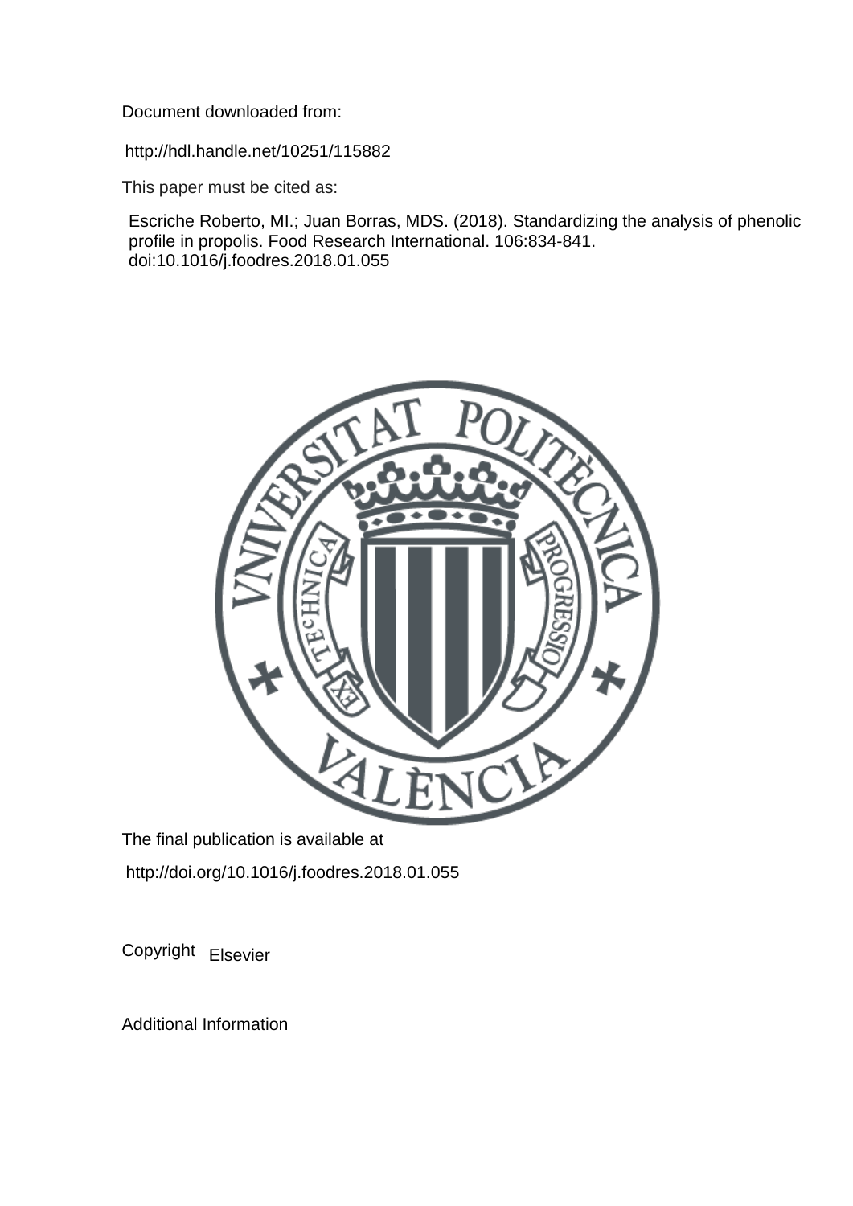Document downloaded from:

http://hdl.handle.net/10251/115882

This paper must be cited as:

Escriche Roberto, MI.; Juan Borras, MDS. (2018). Standardizing the analysis of phenolic profile in propolis. Food Research International. 106:834-841. doi:10.1016/j.foodres.2018.01.055

The final publication is available at

http://doi.org/10.1016/j.foodres.2018.01.055

Copyright Elsevier

Additional Information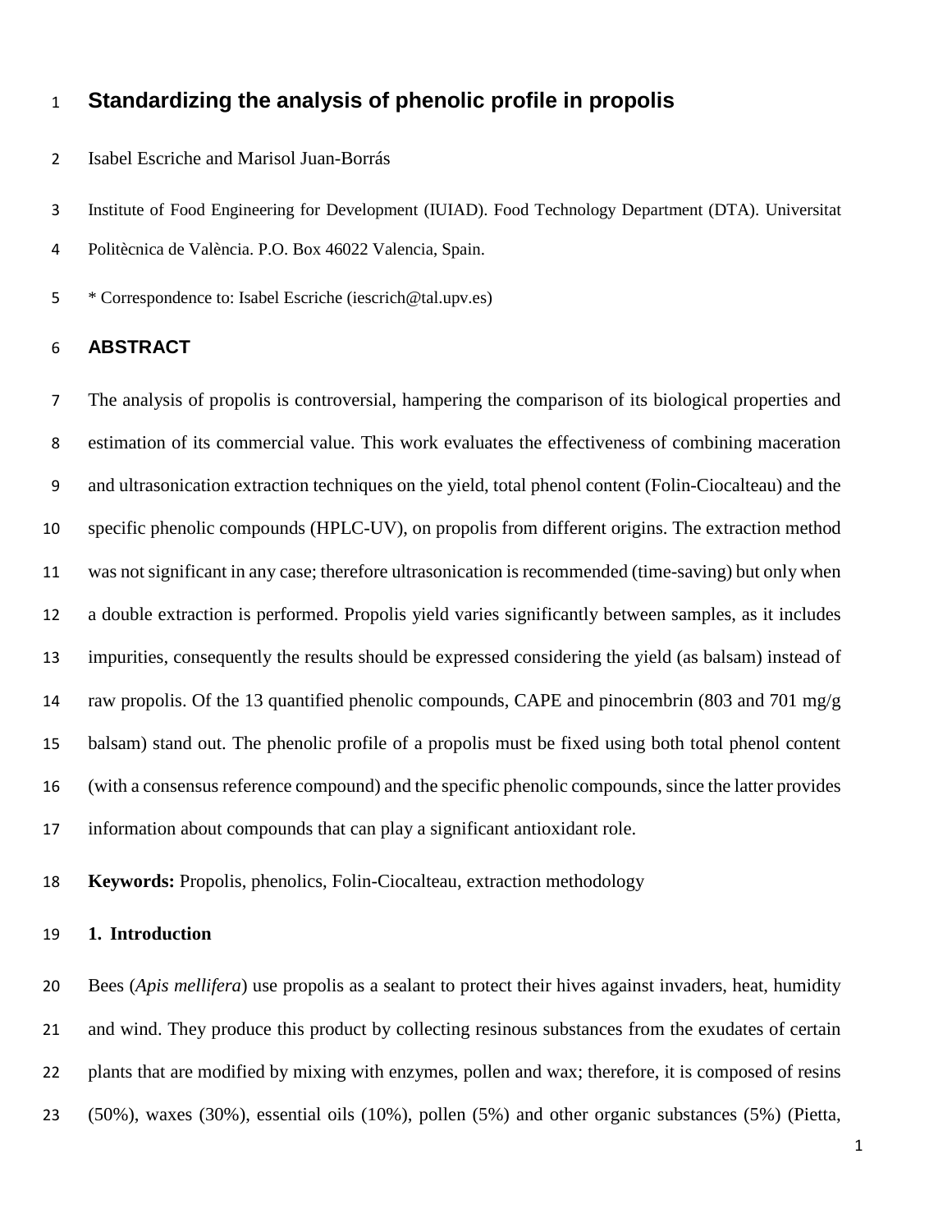# Standardizing the analysis of phenolic profile in propolis

Isabel Escriche and Marisol Juan-Borrás

Institute of Food Engineering for Development (IUIAD). Food Technology Department (DTA). Universitat Politècnica de València. P.O. Box 46022 Valencia, Spain.

\* Correspondence to: Isabel Escriche (iescrich@tal.upv.es)

## ABSTRACT

The analysis of propolis is controversial, hampering the comparison of its biological properties and estimation of its commercial value. This work evaluates the effectiveness of combining maceration and ultrasonication extraction techniques on the yield, total phenol content (Folin-Ciocalteau) and the specific phenolic compounds (HPLC-UV), on propolis from different origins. The extraction method was not significant in any case; therefore ultrasonication is recommended (time-saving) but only when a double extraction is performed. Propolis yield varies significantly between samples, as it includes impurities, consequently the results should be expressed considering the yield (as balsam) instead of raw propolis. Of the 13 quantified phenolic compounds, CAPE and pinocembrin (803 and 701 mg/g balsam) stand out. The phenolic profile of a propolis must be fixed using both total phenol content (with a consensus reference compound) and the specific phenolic compounds, since the latter provides information about compounds that can play a significant antioxidant role.

**Keywords:** Propolis, phenolics, Folin-Ciocalteau, extraction methodology

## 1. Introduction

Bees (*Apis mellifera*) use propolis as a sealant to protect their hives against invaders, heat, humidity and wind. They produce this product by collecting resinous substances from the exudates of certain plants that are modified by mixing with enzymes, pollen and wax; therefore, it is composed of resins (50%), waxes (30%), essential oils (10%), pollen (5%) and other organic substances (5%) (Pietta,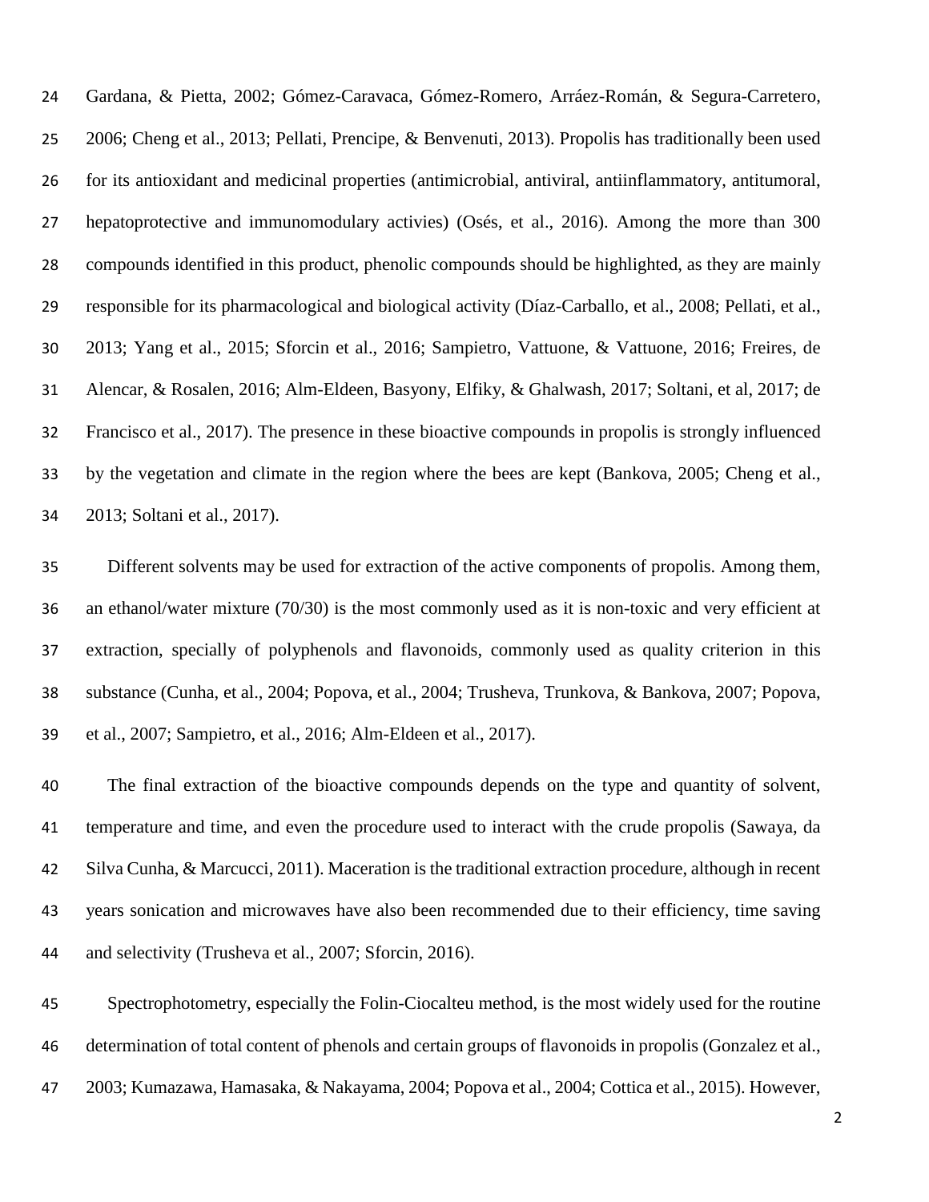Gardana, & Pietta, 2002; Gómez-Caravaca, Gómez-Romero, Arráez-Román, & Segura-Carretero, 2006; Cheng et al., 2013; Pellati, Prencipe, & Benvenuti, 2013). Propolis has traditionally been used for its antioxidant and medicinal properties (antimicrobial, antiviral, antiinflammatory, antitumoral, hepatoprotective and immunomodulary activies) (Osés, et al., 2016). Among the more than 300 compounds identified in this product, phenolic compounds should be highlighted, as they are mainly responsible for its pharmacological and biological activity (Díaz-Carballo, et al., 2008; Pellati, et al., 2013; Yang et al., 2015; Sforcin et al., 2016; Sampietro, Vattuone, & Vattuone, 2016; Freires, de Alencar, & Rosalen, 2016; Alm-Eldeen, Basyony, Elfiky, & Ghalwash, 2017; Soltani, et al, 2017; de Francisco et al., 2017). The presence in these bioactive compounds in propolis is strongly influenced by the vegetation and climate in the region where the bees are kept (Bankova, 2005; Cheng et al., 2013; Soltani et al., 2017).

Different solvents may be used for extraction of the active components of propolis. Among them, an ethanol/water mixture (70/30) is the most commonly used as it is non-toxic and very efficient at extraction, specially of polyphenols and flavonoids, commonly used as quality criterion in this substance (Cunha, et al., 2004; Popova, et al., 2004; Trusheva, Trunkova, & Bankova, 2007; Popova, et al., 2007; Sampietro, et al., 2016; Alm-Eldeen et al., 2017).

The final extraction of the bioactive compounds depends on the type and quantity of solvent, temperature and time, and even the procedure used to interact with the crude propolis (Sawaya, da Silva Cunha, & Marcucci, 2011). Maceration is the traditional extraction procedure, although in recent years sonication and microwaves have also been recommended due to their efficiency, time saving and selectivity (Trusheva et al., 2007; Sforcin, 2016).

Spectrophotometry, especially the Folin-Ciocalteu method, is the most widely used for the routine determination of total content of phenols and certain groups of flavonoids in propolis (Gonzalez et al., 2003; Kumazawa, Hamasaka, & Nakayama, 2004; Popova et al., 2004; Cottica et al., 2015). However,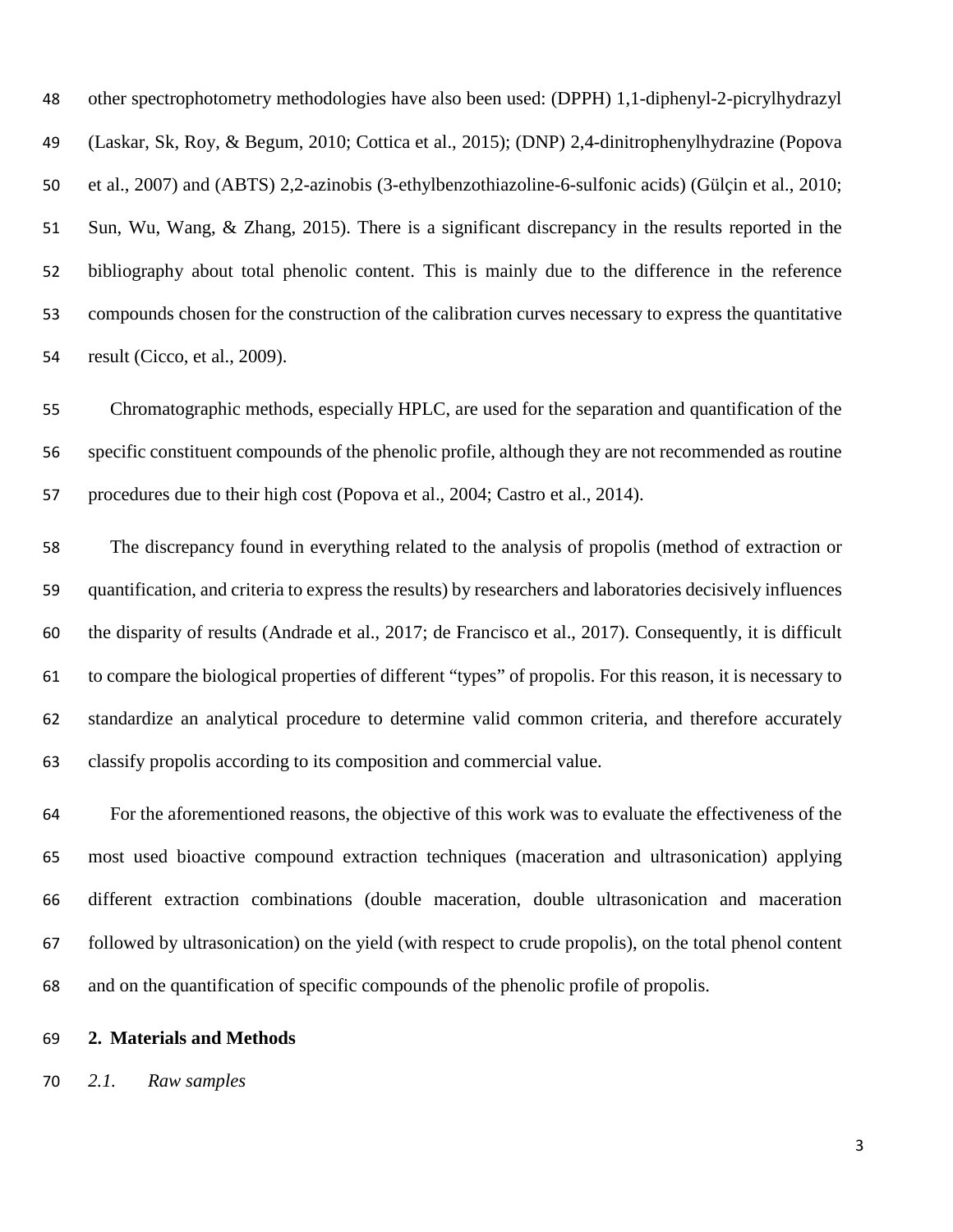other spectrophotometry methodologies have also been used: (DPPH) 1,1-diphenyl-2-picrylhydrazyl (Laskar, Sk, Roy, & Begum, 2010; Cottica et al., 2015); (DNP) 2,4-dinitrophenylhydrazine (Popova et al., 2007) and (ABTS) 2,2-azinobis (3-ethylbenzothiazoline-6-sulfonic acids) (Gülçin et al., 2010; Sun, Wu, Wang, & Zhang, 2015). There is a significant discrepancy in the results reported in the bibliography about total phenolic content. This is mainly due to the difference in the reference compounds chosen for the construction of the calibration curves necessary to express the quantitative result (Cicco, et al., 2009).

Chromatographic methods, especially HPLC, are used for the separation and quantification of the specific constituent compounds of the phenolic profile, although they are not recommended as routine procedures due to their high cost (Popova et al., 2004; Castro et al., 2014).

The discrepancy found in everything related to the analysis of propolis (method of extraction or quantification, and criteria to express the results) by researchers and laboratories decisively influences the disparity of results (Andrade et al., 2017; de Francisco et al., 2017). Consequently, it is difficult to compare the biological properties of different "types" of propolis. For this reason, it is necessary to standardize an analytical procedure to determine valid common criteria, and therefore accurately classify propolis according to its composition and commercial value.

For the aforementioned reasons, the objective of this work was to evaluate the effectiveness of the most used bioactive compound extraction techniques (maceration and ultrasonication) applying different extraction combinations (double maceration, double ultrasonication and maceration followed by ultrasonication) on the yield (with respect to crude propolis), on the total phenol content and on the quantification of specific compounds of the phenolic profile of propolis.

## 2. Materials and Methods

### *2.1. Raw samples*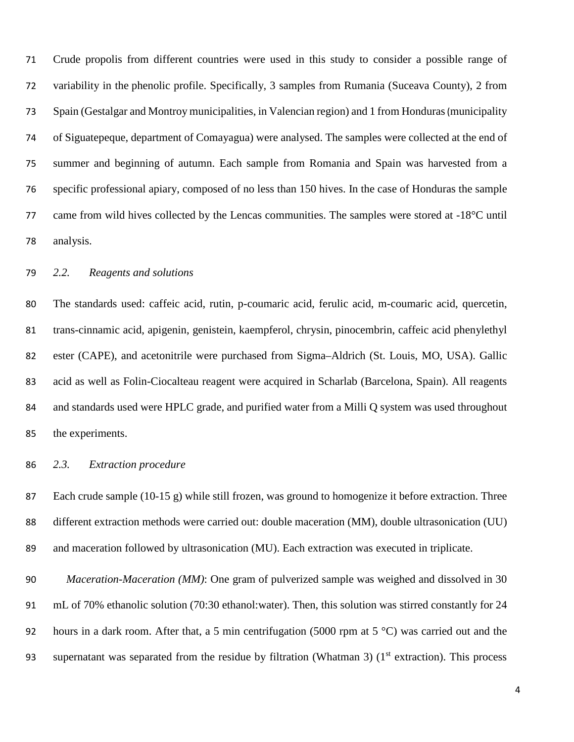Crude propolis from different countries were used in this study to consider a possible range of variability in the phenolic profile. Specifically, 3 samples from Rumania (Suceava County), 2 from Spain (Gestalgar and Montroy municipalities, in Valencian region) and 1 from Honduras (municipality of Siguatepeque, department of Comayagua) were analysed. The samples were collected at the end of summer and beginning of autumn. Each sample from Romania and Spain was harvested from a specific professional apiary, composed of no less than 150 hives. In the case of Honduras the sample came from wild hives collected by the Lencas communities. The samples were stored at -18°C until analysis.

### *2.2. Reagents and solutions*

The standards used: caffeic acid, rutin, p-coumaric acid, ferulic acid, m-coumaric acid, quercetin, trans-cinnamic acid, apigenin, genistein, kaempferol, chrysin, pinocembrin, caffeic acid phenylethyl ester (CAPE), and acetonitrile were purchased from Sigma–Aldrich (St. Louis, MO, USA). Gallic acid as well as Folin-Ciocalteau reagent were acquired in Scharlab (Barcelona, Spain). All reagents and standards used were HPLC grade, and purified water from a Milli Q system was used throughout the experiments.

### *2.3. Extraction procedure*

Each crude sample (10-15 g) while still frozen, was ground to homogenize it before extraction. Three different extraction methods were carried out: double maceration (MM), double ultrasonication (UU) and maceration followed by ultrasonication (MU). Each extraction was executed in triplicate.

*Maceration-Maceration (MM)*: One gram of pulverized sample was weighed and dissolved in 30 mL of 70% ethanolic solution (70:30 ethanol:water). Then, this solution was stirred constantly for 24 hours in a dark room. After that, a 5 min centrifugation (5000 rpm at 5 °C) was carried out and the supernatant was separated from the residue by filtration (Whatman 3) (1st extraction). This process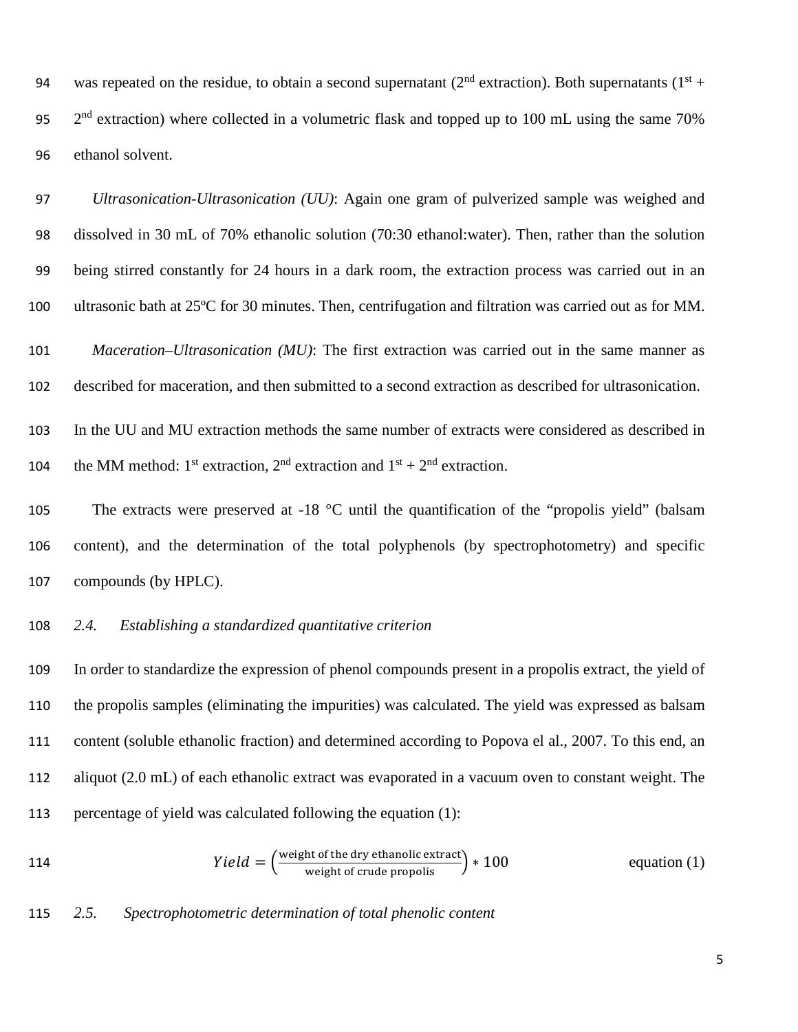was repeated on the residue, to obtain a second supernatant (2nd extraction). Both supernatants (1st + 2nd extraction) where collected in a volumetric flask and topped up to 100 mL using the same 70% ethanol solvent.

*Ultrasonication-Ultrasonication (UU)*: Again one gram of pulverized sample was weighed and dissolved in 30 mL of 70% ethanolic solution (70:30 ethanol:water). Then, rather than the solution being stirred constantly for 24 hours in a dark room, the extraction process was carried out in an ultrasonic bath at 25ºC for 30 minutes. Then, centrifugation and filtration was carried out as for MM.

*Maceration–Ultrasonication (MU)*: The first extraction was carried out in the same manner as described for maceration, and then submitted to a second extraction as described for ultrasonication.

In the UU and MU extraction methods the same number of extracts were considered as described in the MM method: 1st extraction, 2nd extraction and 1st + 2nd extraction.

The extracts were preserved at -18 °C until the quantification of the "propolis yield" (balsam content), and the determination of the total polyphenols (by spectrophotometry) and specific compounds (by HPLC).

### *2.4. Establishing a standardized quantitative criterion*

In order to standardize the expression of phenol compounds present in a propolis extract, the yield of the propolis samples (eliminating the impurities) was calculated. The yield was expressed as balsam content (soluble ethanolic fraction) and determined according to Popova el al., 2007. To this end, an aliquot (2.0 mL) of each ethanolic extract was evaporated in a vacuum oven to constant weight. The percentage of yield was calculated following the equation (1):

$$Yield = \left(\frac{\text{weight of the dry ethanolic extract}}{\text{weight of crude propolis}}\right) * 100 \qquad \text{equation (1)}$$

### *2.5. Spectrophotometric determination of total phenolic content*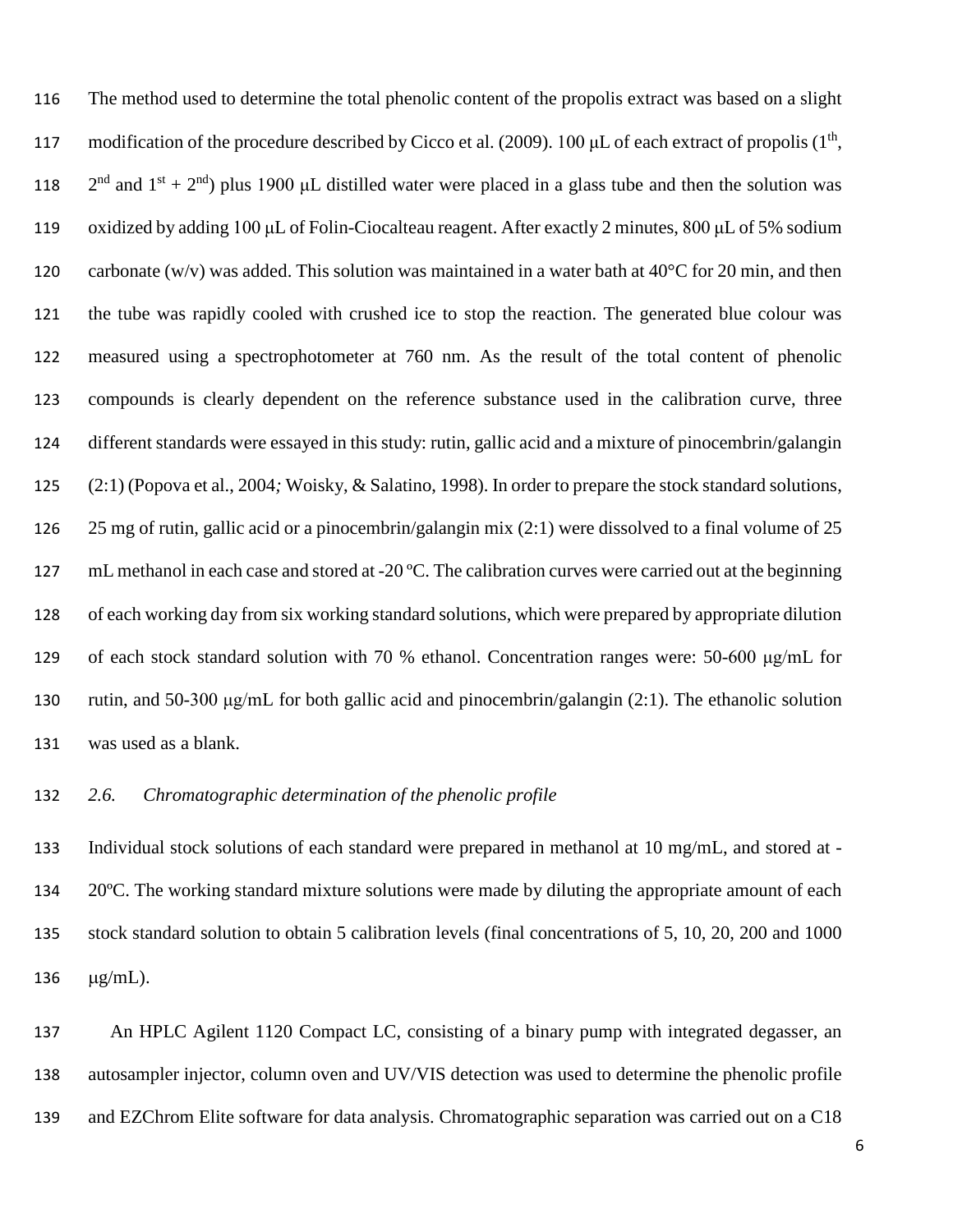The method used to determine the total phenolic content of the propolis extract was based on a slight modification of the procedure described by Cicco et al. (2009). 100 μL of each extract of propolis (1$^{th}$, 2$^{nd}$ and 1$^{st}$ + 2$^{nd}$) plus 1900 μL distilled water were placed in a glass tube and then the solution was oxidized by adding 100 μL of Folin-Ciocalteau reagent. After exactly 2 minutes, 800 μL of 5% sodium carbonate (w/v) was added. This solution was maintained in a water bath at 40°C for 20 min, and then the tube was rapidly cooled with crushed ice to stop the reaction. The generated blue colour was measured using a spectrophotometer at 760 nm. As the result of the total content of phenolic compounds is clearly dependent on the reference substance used in the calibration curve, three different standards were essayed in this study: rutin, gallic acid and a mixture of pinocembrin/galangin (2:1) (Popova et al., 2004*;* Woisky, & Salatino, 1998). In order to prepare the stock standard solutions, 25 mg of rutin, gallic acid or a pinocembrin/galangin mix (2:1) were dissolved to a final volume of 25 mL methanol in each case and stored at -20 ºC. The calibration curves were carried out at the beginning of each working day from six working standard solutions, which were prepared by appropriate dilution of each stock standard solution with 70 % ethanol. Concentration ranges were: 50-600 μg/mL for rutin, and 50-300 μg/mL for both gallic acid and pinocembrin/galangin (2:1). The ethanolic solution was used as a blank.

### *2.6. Chromatographic determination of the phenolic profile*

Individual stock solutions of each standard were prepared in methanol at 10 mg/mL, and stored at -20ºC. The working standard mixture solutions were made by diluting the appropriate amount of each stock standard solution to obtain 5 calibration levels (final concentrations of 5, 10, 20, 200 and 1000 μg/mL).

An HPLC Agilent 1120 Compact LC, consisting of a binary pump with integrated degasser, an autosampler injector, column oven and UV/VIS detection was used to determine the phenolic profile and EZChrom Elite software for data analysis. Chromatographic separation was carried out on a C18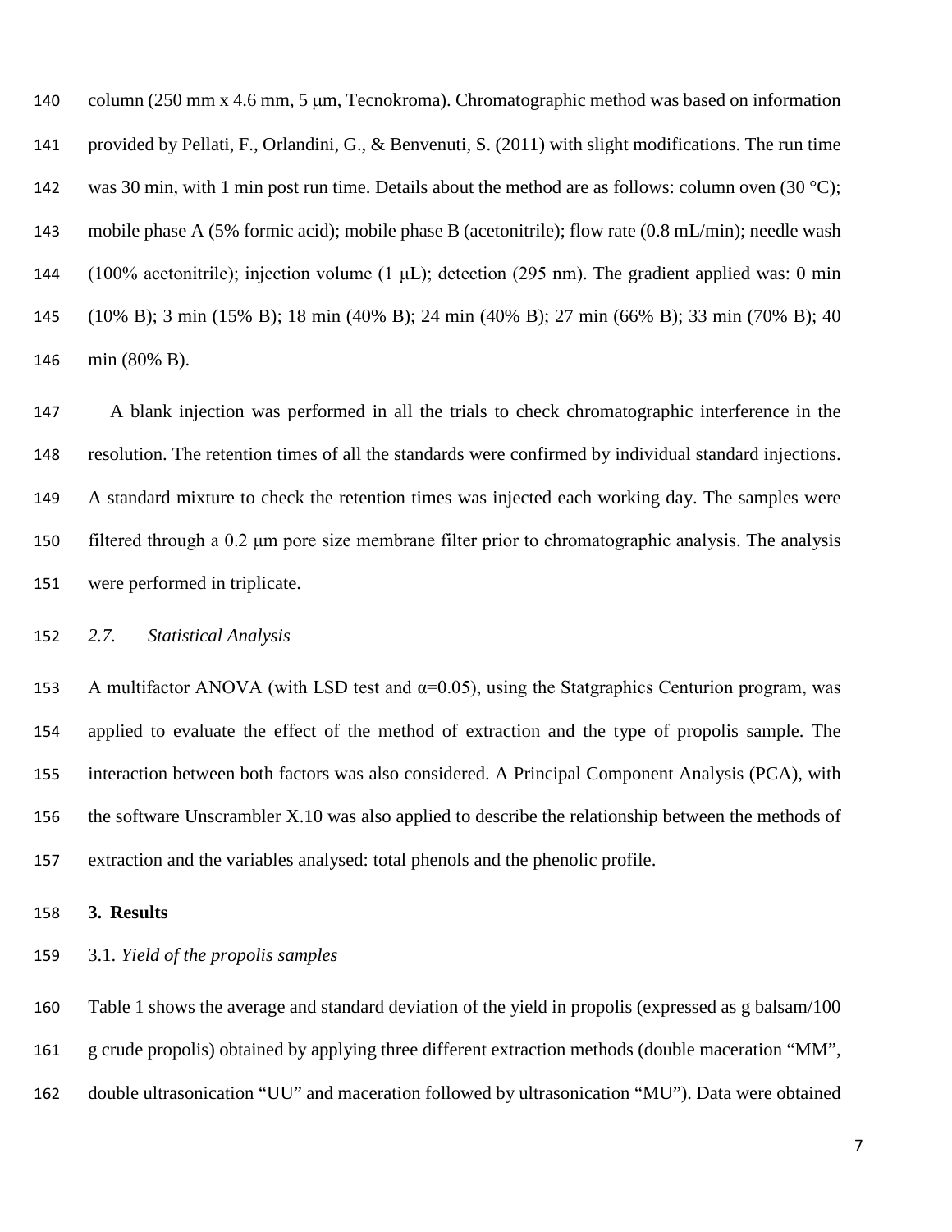column (250 mm x 4.6 mm, 5 μm, Tecnokroma). Chromatographic method was based on information provided by Pellati, F., Orlandini, G., & Benvenuti, S. (2011) with slight modifications. The run time was 30 min, with 1 min post run time. Details about the method are as follows: column oven (30 °C); mobile phase A (5% formic acid); mobile phase B (acetonitrile); flow rate (0.8 mL/min); needle wash (100% acetonitrile); injection volume (1 μL); detection (295 nm). The gradient applied was: 0 min (10% B); 3 min (15% B); 18 min (40% B); 24 min (40% B); 27 min (66% B); 33 min (70% B); 40 min (80% B).

A blank injection was performed in all the trials to check chromatographic interference in the resolution. The retention times of all the standards were confirmed by individual standard injections. A standard mixture to check the retention times was injected each working day. The samples were filtered through a 0.2 μm pore size membrane filter prior to chromatographic analysis. The analysis were performed in triplicate.

### *2.7. Statistical Analysis*

A multifactor ANOVA (with LSD test and $\alpha$=0.05), using the Statgraphics Centurion program, was applied to evaluate the effect of the method of extraction and the type of propolis sample. The interaction between both factors was also considered. A Principal Component Analysis (PCA), with the software Unscrambler X.10 was also applied to describe the relationship between the methods of extraction and the variables analysed: total phenols and the phenolic profile.

## 3. Results

### 3.1. *Yield of the propolis samples*

Table 1 shows the average and standard deviation of the yield in propolis (expressed as g balsam/100 g crude propolis) obtained by applying three different extraction methods (double maceration "MM", double ultrasonication "UU" and maceration followed by ultrasonication "MU"). Data were obtained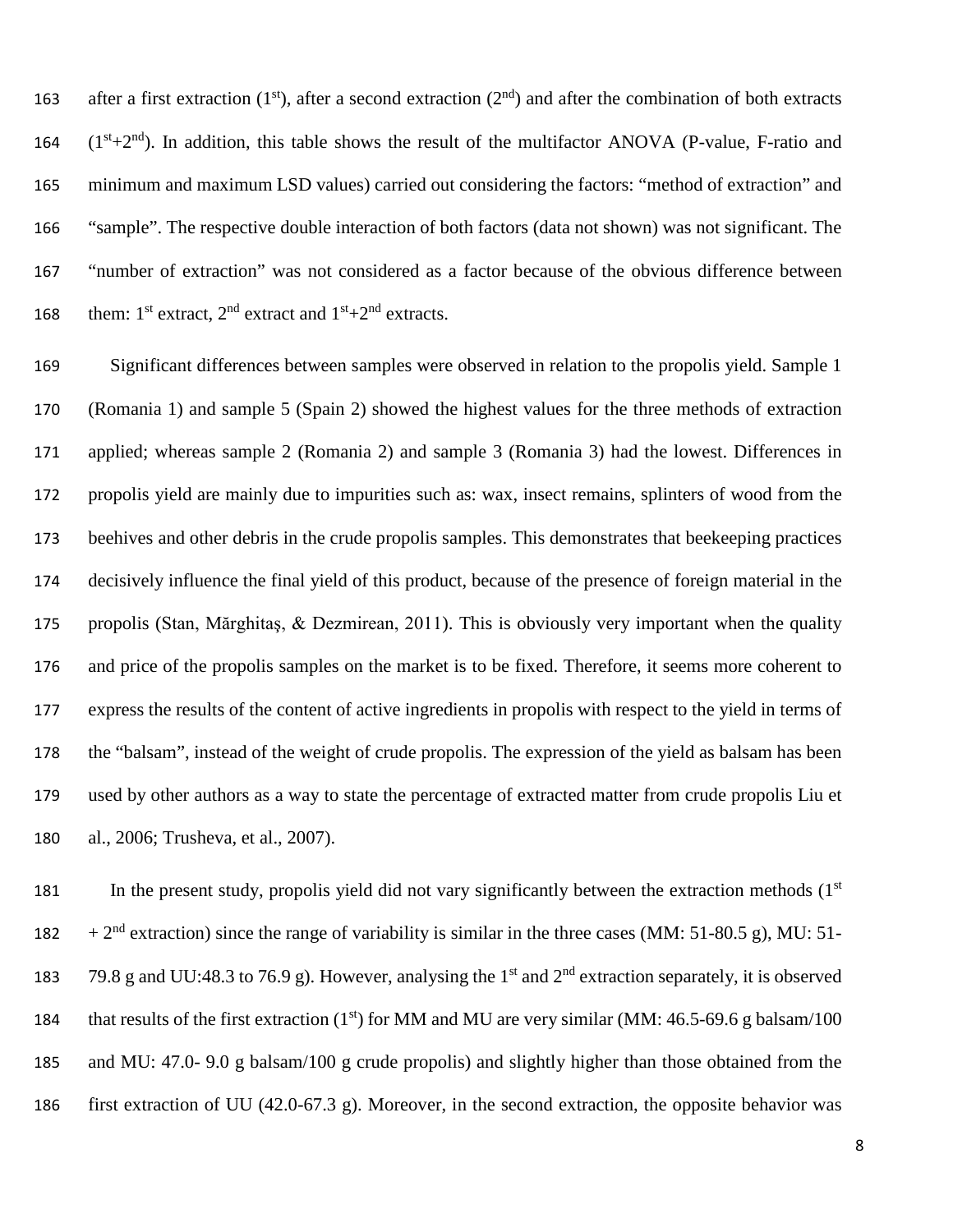after a first extraction (1st), after a second extraction (2nd) and after the combination of both extracts (1st+2nd). In addition, this table shows the result of the multifactor ANOVA (P-value, F-ratio and minimum and maximum LSD values) carried out considering the factors: "method of extraction" and "sample". The respective double interaction of both factors (data not shown) was not significant. The "number of extraction" was not considered as a factor because of the obvious difference between them: 1st extract, 2nd extract and 1st+2nd extracts.

Significant differences between samples were observed in relation to the propolis yield. Sample 1 (Romania 1) and sample 5 (Spain 2) showed the highest values for the three methods of extraction applied; whereas sample 2 (Romania 2) and sample 3 (Romania 3) had the lowest. Differences in propolis yield are mainly due to impurities such as: wax, insect remains, splinters of wood from the beehives and other debris in the crude propolis samples. This demonstrates that beekeeping practices decisively influence the final yield of this product, because of the presence of foreign material in the propolis (Stan, Mărghitaș, & Dezmirean, 2011). This is obviously very important when the quality and price of the propolis samples on the market is to be fixed. Therefore, it seems more coherent to express the results of the content of active ingredients in propolis with respect to the yield in terms of the "balsam", instead of the weight of crude propolis. The expression of the yield as balsam has been used by other authors as a way to state the percentage of extracted matter from crude propolis Liu et al., 2006; Trusheva, et al., 2007).

In the present study, propolis yield did not vary significantly between the extraction methods (1st + 2nd extraction) since the range of variability is similar in the three cases (MM: 51-80.5 g), MU: 51-79.8 g and UU:48.3 to 76.9 g). However, analysing the 1st and 2nd extraction separately, it is observed that results of the first extraction (1st) for MM and MU are very similar (MM: 46.5-69.6 g balsam/100 and MU: 47.0- 9.0 g balsam/100 g crude propolis) and slightly higher than those obtained from the first extraction of UU (42.0-67.3 g). Moreover, in the second extraction, the opposite behavior was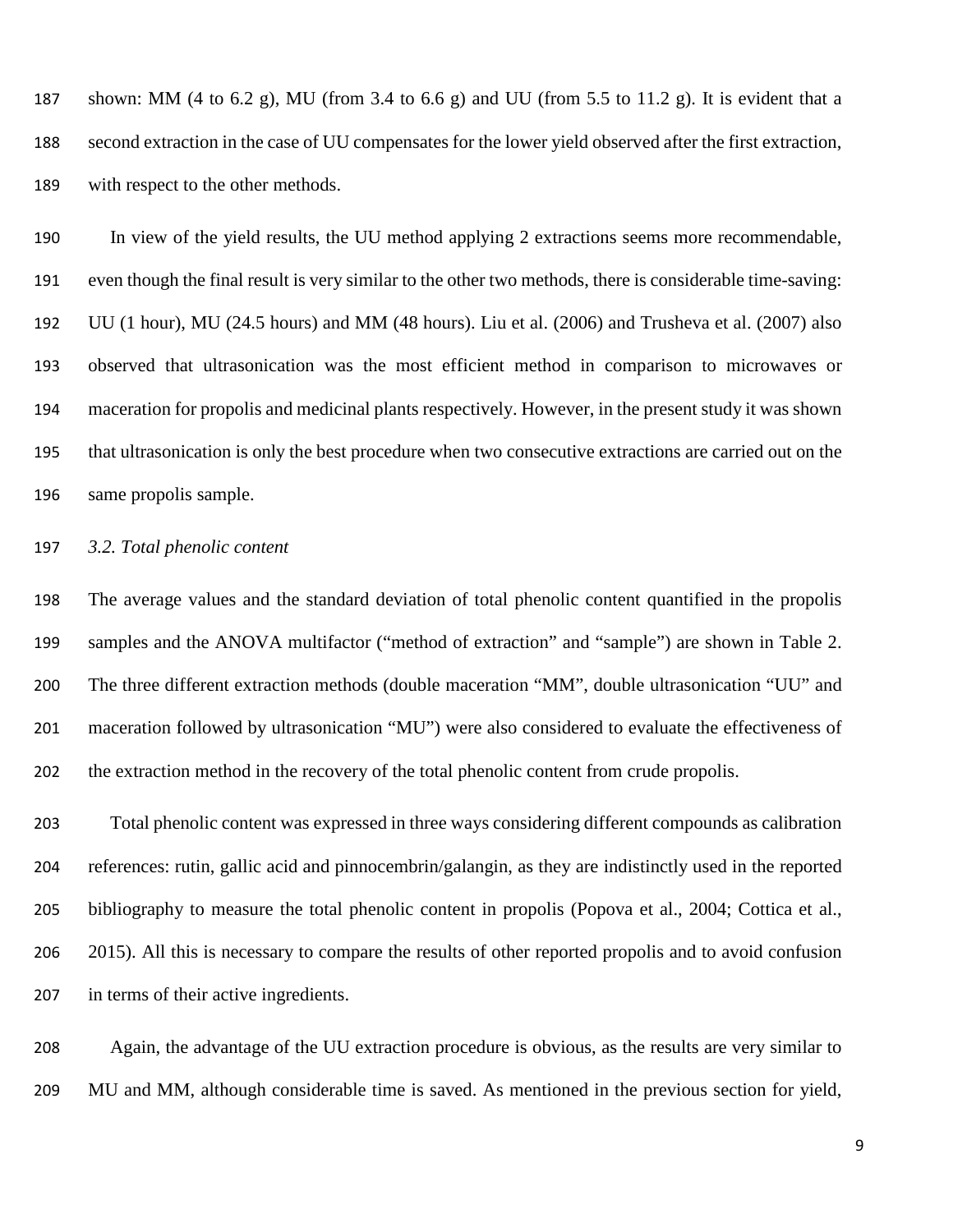shown: MM (4 to 6.2 g), MU (from 3.4 to 6.6 g) and UU (from 5.5 to 11.2 g). It is evident that a second extraction in the case of UU compensates for the lower yield observed after the first extraction, with respect to the other methods.

In view of the yield results, the UU method applying 2 extractions seems more recommendable, even though the final result is very similar to the other two methods, there is considerable time-saving: UU (1 hour), MU (24.5 hours) and MM (48 hours). Liu et al. (2006) and Trusheva et al. (2007) also observed that ultrasonication was the most efficient method in comparison to microwaves or maceration for propolis and medicinal plants respectively. However, in the present study it was shown that ultrasonication is only the best procedure when two consecutive extractions are carried out on the same propolis sample.

### *3.2. Total phenolic content*

The average values and the standard deviation of total phenolic content quantified in the propolis samples and the ANOVA multifactor ("method of extraction" and "sample") are shown in Table 2. The three different extraction methods (double maceration "MM", double ultrasonication "UU" and maceration followed by ultrasonication "MU") were also considered to evaluate the effectiveness of the extraction method in the recovery of the total phenolic content from crude propolis.

Total phenolic content was expressed in three ways considering different compounds as calibration references: rutin, gallic acid and pinnocembrin/galangin, as they are indistinctly used in the reported bibliography to measure the total phenolic content in propolis (Popova et al., 2004; Cottica et al., 2015). All this is necessary to compare the results of other reported propolis and to avoid confusion in terms of their active ingredients.

Again, the advantage of the UU extraction procedure is obvious, as the results are very similar to MU and MM, although considerable time is saved. As mentioned in the previous section for yield,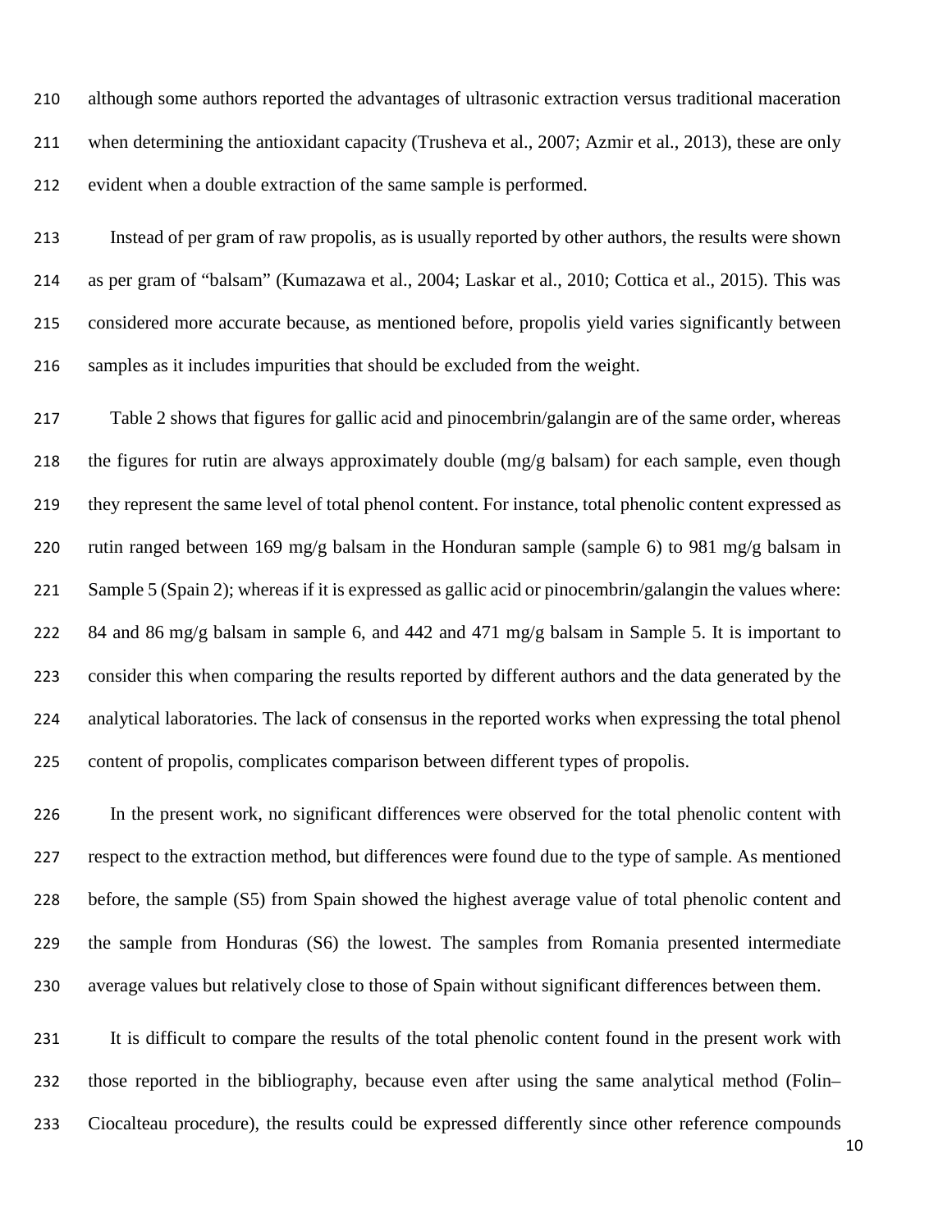although some authors reported the advantages of ultrasonic extraction versus traditional maceration when determining the antioxidant capacity (Trusheva et al., 2007; Azmir et al., 2013), these are only evident when a double extraction of the same sample is performed.

Instead of per gram of raw propolis, as is usually reported by other authors, the results were shown as per gram of "balsam" (Kumazawa et al., 2004; Laskar et al., 2010; Cottica et al., 2015). This was considered more accurate because, as mentioned before, propolis yield varies significantly between samples as it includes impurities that should be excluded from the weight.

Table 2 shows that figures for gallic acid and pinocembrin/galangin are of the same order, whereas the figures for rutin are always approximately double (mg/g balsam) for each sample, even though they represent the same level of total phenol content. For instance, total phenolic content expressed as rutin ranged between 169 mg/g balsam in the Honduran sample (sample 6) to 981 mg/g balsam in Sample 5 (Spain 2); whereas if it is expressed as gallic acid or pinocembrin/galangin the values where: 84 and 86 mg/g balsam in sample 6, and 442 and 471 mg/g balsam in Sample 5. It is important to consider this when comparing the results reported by different authors and the data generated by the analytical laboratories. The lack of consensus in the reported works when expressing the total phenol content of propolis, complicates comparison between different types of propolis.

In the present work, no significant differences were observed for the total phenolic content with respect to the extraction method, but differences were found due to the type of sample. As mentioned before, the sample (S5) from Spain showed the highest average value of total phenolic content and the sample from Honduras (S6) the lowest. The samples from Romania presented intermediate average values but relatively close to those of Spain without significant differences between them.

It is difficult to compare the results of the total phenolic content found in the present work with those reported in the bibliography, because even after using the same analytical method (Folin–Ciocalteau procedure), the results could be expressed differently since other reference compounds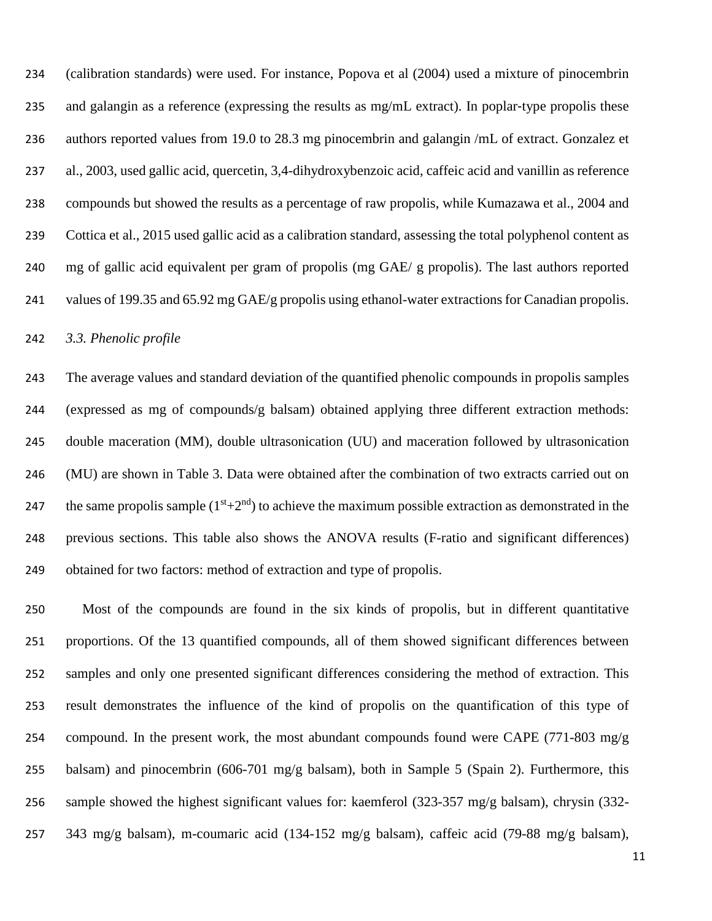(calibration standards) were used. For instance, Popova et al (2004) used a mixture of pinocembrin and galangin as a reference (expressing the results as mg/mL extract). In poplar-type propolis these authors reported values from 19.0 to 28.3 mg pinocembrin and galangin /mL of extract. Gonzalez et al., 2003, used gallic acid, quercetin, 3,4-dihydroxybenzoic acid, caffeic acid and vanillin as reference compounds but showed the results as a percentage of raw propolis, while Kumazawa et al., 2004 and Cottica et al., 2015 used gallic acid as a calibration standard, assessing the total polyphenol content as mg of gallic acid equivalent per gram of propolis (mg GAE/ g propolis). The last authors reported values of 199.35 and 65.92 mg GAE/g propolis using ethanol-water extractions for Canadian propolis.

*3.3. Phenolic profile*

The average values and standard deviation of the quantified phenolic compounds in propolis samples (expressed as mg of compounds/g balsam) obtained applying three different extraction methods: double maceration (MM), double ultrasonication (UU) and maceration followed by ultrasonication (MU) are shown in Table 3. Data were obtained after the combination of two extracts carried out on the same propolis sample ($1^{st}$+$2^{nd}$) to achieve the maximum possible extraction as demonstrated in the previous sections. This table also shows the ANOVA results (F-ratio and significant differences) obtained for two factors: method of extraction and type of propolis.

Most of the compounds are found in the six kinds of propolis, but in different quantitative proportions. Of the 13 quantified compounds, all of them showed significant differences between samples and only one presented significant differences considering the method of extraction. This result demonstrates the influence of the kind of propolis on the quantification of this type of compound. In the present work, the most abundant compounds found were CAPE (771-803 mg/g balsam) and pinocembrin (606-701 mg/g balsam), both in Sample 5 (Spain 2). Furthermore, this sample showed the highest significant values for: kaemferol (323-357 mg/g balsam), chrysin (332-343 mg/g balsam), m-coumaric acid (134-152 mg/g balsam), caffeic acid (79-88 mg/g balsam),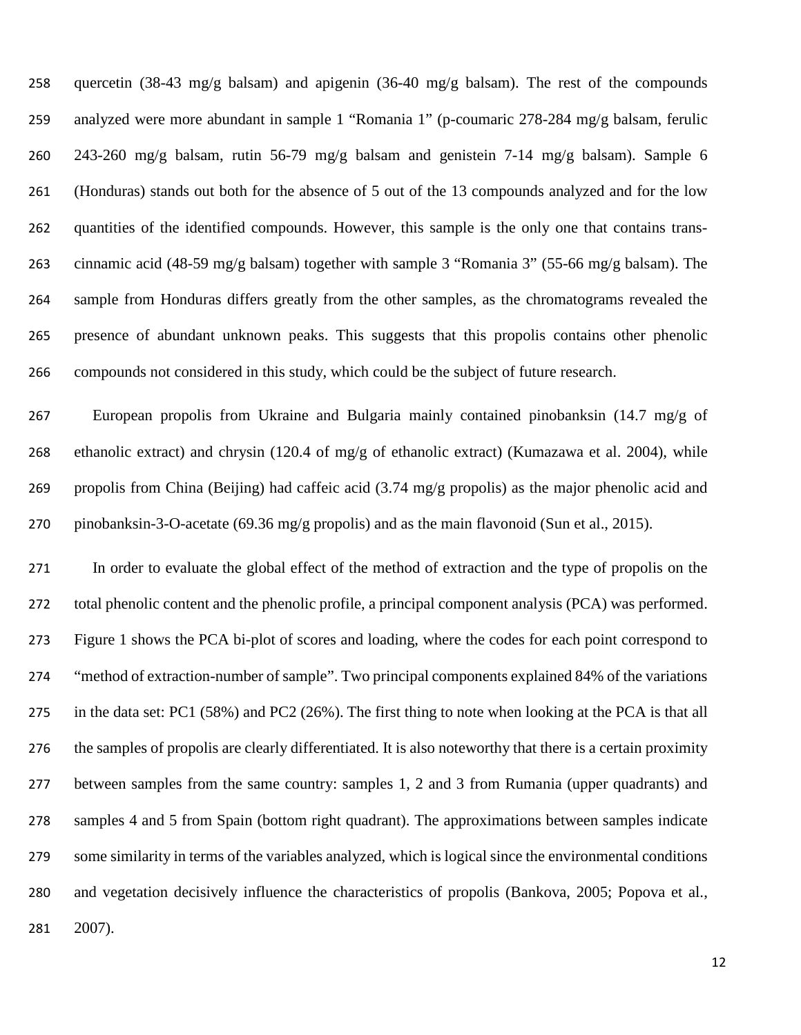quercetin (38-43 mg/g balsam) and apigenin (36-40 mg/g balsam). The rest of the compounds analyzed were more abundant in sample 1 "Romania 1" (p-coumaric 278-284 mg/g balsam, ferulic 243-260 mg/g balsam, rutin 56-79 mg/g balsam and genistein 7-14 mg/g balsam). Sample 6 (Honduras) stands out both for the absence of 5 out of the 13 compounds analyzed and for the low quantities of the identified compounds. However, this sample is the only one that contains trans-cinnamic acid (48-59 mg/g balsam) together with sample 3 "Romania 3" (55-66 mg/g balsam). The sample from Honduras differs greatly from the other samples, as the chromatograms revealed the presence of abundant unknown peaks. This suggests that this propolis contains other phenolic compounds not considered in this study, which could be the subject of future research.

European propolis from Ukraine and Bulgaria mainly contained pinobanksin (14.7 mg/g of ethanolic extract) and chrysin (120.4 of mg/g of ethanolic extract) (Kumazawa et al. 2004), while propolis from China (Beijing) had caffeic acid (3.74 mg/g propolis) as the major phenolic acid and pinobanksin-3-O-acetate (69.36 mg/g propolis) and as the main flavonoid (Sun et al., 2015).

In order to evaluate the global effect of the method of extraction and the type of propolis on the total phenolic content and the phenolic profile, a principal component analysis (PCA) was performed. Figure 1 shows the PCA bi-plot of scores and loading, where the codes for each point correspond to "method of extraction-number of sample". Two principal components explained 84% of the variations in the data set: PC1 (58%) and PC2 (26%). The first thing to note when looking at the PCA is that all the samples of propolis are clearly differentiated. It is also noteworthy that there is a certain proximity between samples from the same country: samples 1, 2 and 3 from Rumania (upper quadrants) and samples 4 and 5 from Spain (bottom right quadrant). The approximations between samples indicate some similarity in terms of the variables analyzed, which is logical since the environmental conditions and vegetation decisively influence the characteristics of propolis (Bankova, 2005; Popova et al., 2007).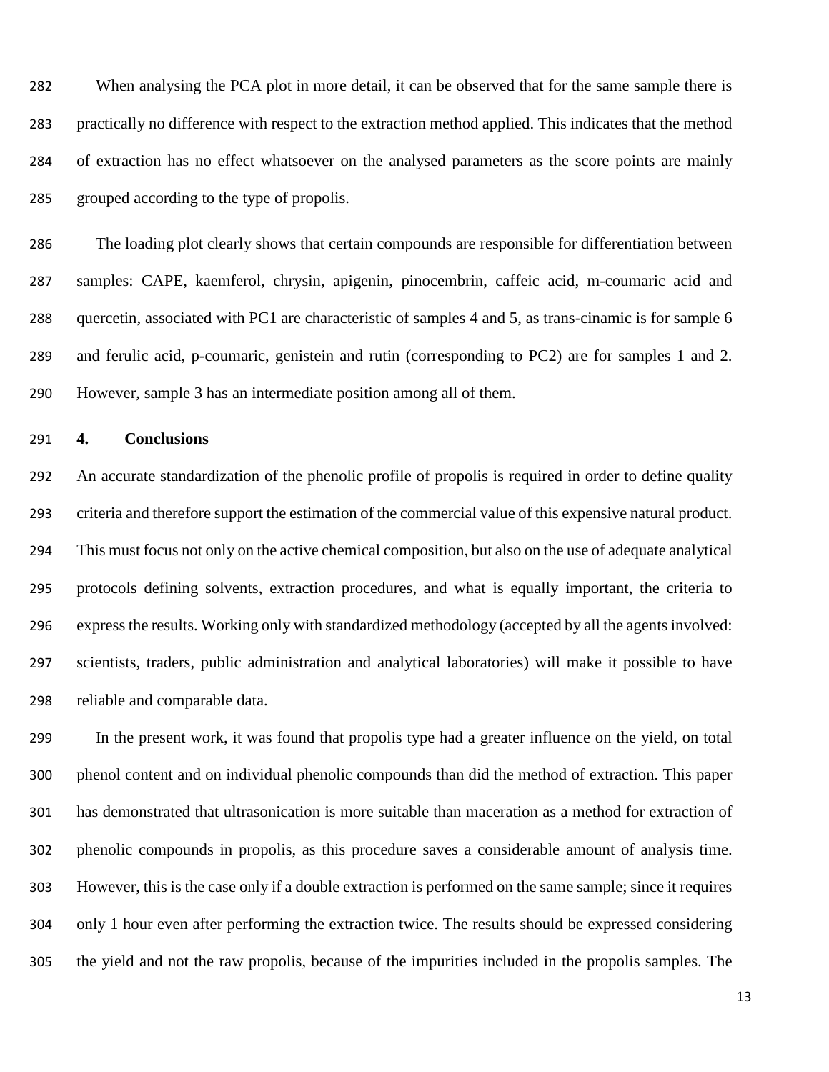When analysing the PCA plot in more detail, it can be observed that for the same sample there is practically no difference with respect to the extraction method applied. This indicates that the method of extraction has no effect whatsoever on the analysed parameters as the score points are mainly grouped according to the type of propolis.

The loading plot clearly shows that certain compounds are responsible for differentiation between samples: CAPE, kaemferol, chrysin, apigenin, pinocembrin, caffeic acid, m-coumaric acid and quercetin, associated with PC1 are characteristic of samples 4 and 5, as trans-cinamic is for sample 6 and ferulic acid, p-coumaric, genistein and rutin (corresponding to PC2) are for samples 1 and 2. However, sample 3 has an intermediate position among all of them.

## 4. Conclusions

An accurate standardization of the phenolic profile of propolis is required in order to define quality criteria and therefore support the estimation of the commercial value of this expensive natural product. This must focus not only on the active chemical composition, but also on the use of adequate analytical protocols defining solvents, extraction procedures, and what is equally important, the criteria to express the results. Working only with standardized methodology (accepted by all the agents involved: scientists, traders, public administration and analytical laboratories) will make it possible to have reliable and comparable data.

In the present work, it was found that propolis type had a greater influence on the yield, on total phenol content and on individual phenolic compounds than did the method of extraction. This paper has demonstrated that ultrasonication is more suitable than maceration as a method for extraction of phenolic compounds in propolis, as this procedure saves a considerable amount of analysis time. However, this is the case only if a double extraction is performed on the same sample; since it requires only 1 hour even after performing the extraction twice. The results should be expressed considering the yield and not the raw propolis, because of the impurities included in the propolis samples. The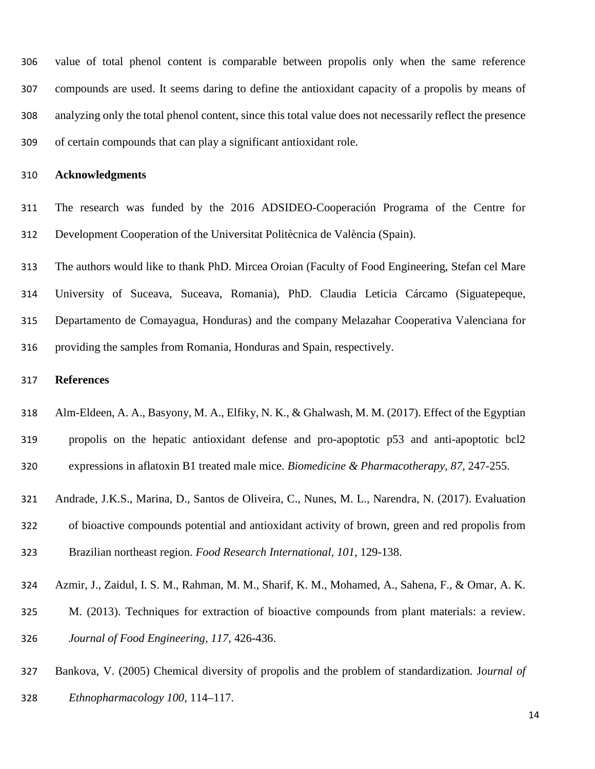value of total phenol content is comparable between propolis only when the same reference compounds are used. It seems daring to define the antioxidant capacity of a propolis by means of analyzing only the total phenol content, since this total value does not necessarily reflect the presence of certain compounds that can play a significant antioxidant role.

## Acknowledgments

The research was funded by the 2016 ADSIDEO-Cooperación Programa of the Centre for Development Cooperation of the Universitat Politècnica de València (Spain).

The authors would like to thank PhD. Mircea Oroian (Faculty of Food Engineering, Stefan cel Mare University of Suceava, Suceava, Romania), PhD. Claudia Leticia Cárcamo (Siguatepeque, Departamento de Comayagua, Honduras) and the company Melazahar Cooperativa Valenciana for providing the samples from Romania, Honduras and Spain, respectively.

## References

Alm-Eldeen, A. A., Basyony, M. A., Elfiky, N. K., & Ghalwash, M. M. (2017). Effect of the Egyptian propolis on the hepatic antioxidant defense and pro-apoptotic p53 and anti-apoptotic bcl2 expressions in aflatoxin B1 treated male mice. *Biomedicine & Pharmacotherapy*, *87*, 247-255.

Andrade, J.K.S., Marina, D., Santos de Oliveira, C., Nunes, M. L., Narendra, N. (2017). Evaluation of bioactive compounds potential and antioxidant activity of brown, green and red propolis from Brazilian northeast region. *Food Research International, 101,* 129-138.

Azmir, J., Zaidul, I. S. M., Rahman, M. M., Sharif, K. M., Mohamed, A., Sahena, F., & Omar, A. K. M. (2013). Techniques for extraction of bioactive compounds from plant materials: a review. *Journal of Food Engineering, 117,* 426-436.

Bankova, V. (2005) Chemical diversity of propolis and the problem of standardization. J*ournal of Ethnopharmacology 100,* 114–117.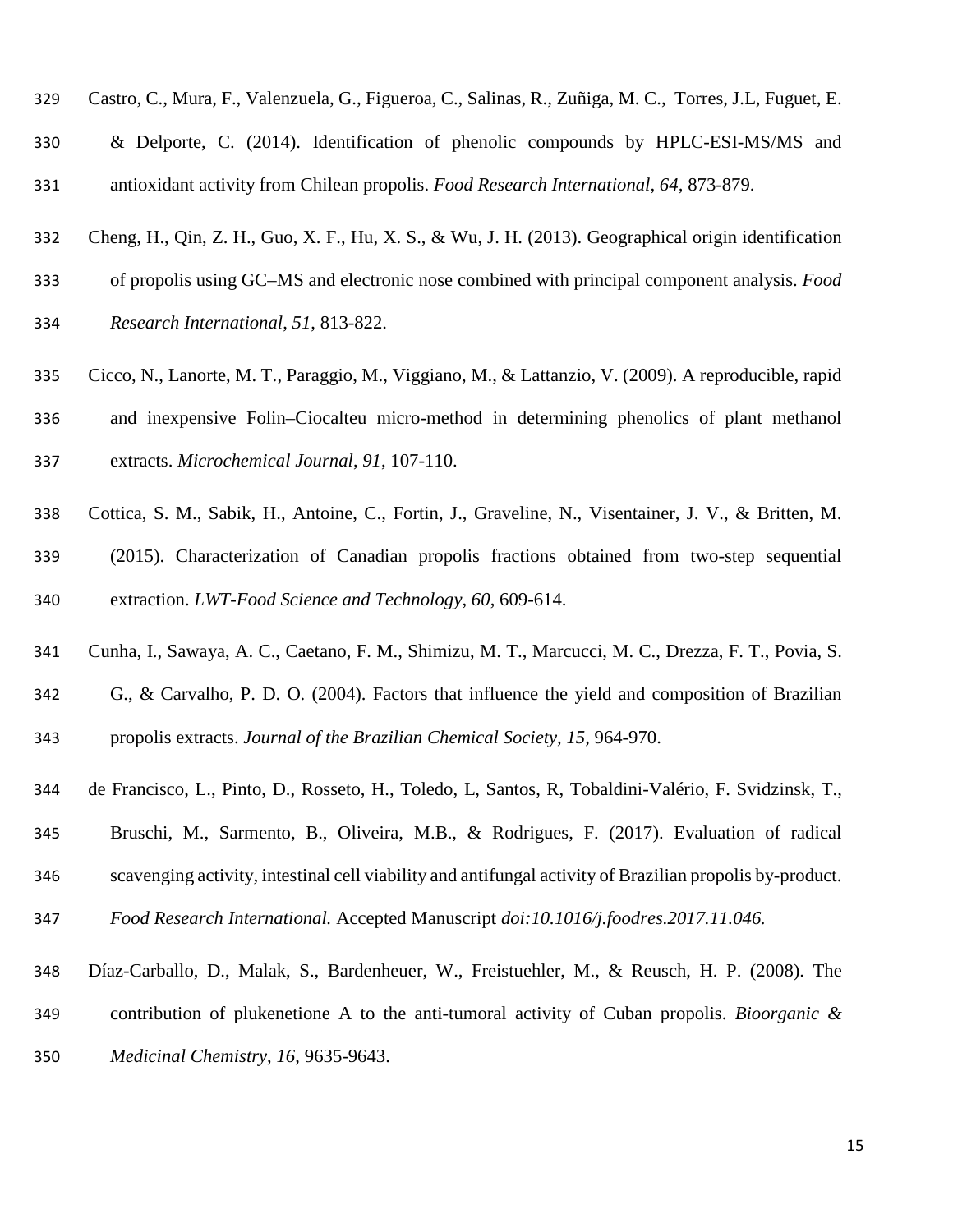Castro, C., Mura, F., Valenzuela, G., Figueroa, C., Salinas, R., Zuñiga, M. C., Torres, J.L, Fuguet, E. & Delporte, C. (2014). Identification of phenolic compounds by HPLC-ESI-MS/MS and antioxidant activity from Chilean propolis. *Food Research International*, *64*, 873-879.

Cheng, H., Qin, Z. H., Guo, X. F., Hu, X. S., & Wu, J. H. (2013). Geographical origin identification of propolis using GC–MS and electronic nose combined with principal component analysis. *Food Research International*, *51*, 813-822.

Cicco, N., Lanorte, M. T., Paraggio, M., Viggiano, M., & Lattanzio, V. (2009). A reproducible, rapid and inexpensive Folin–Ciocalteu micro-method in determining phenolics of plant methanol extracts. *Microchemical Journal*, *91*, 107-110.

Cottica, S. M., Sabik, H., Antoine, C., Fortin, J., Graveline, N., Visentainer, J. V., & Britten, M. (2015). Characterization of Canadian propolis fractions obtained from two-step sequential extraction. *LWT-Food Science and Technology*, *60*, 609-614.

Cunha, I., Sawaya, A. C., Caetano, F. M., Shimizu, M. T., Marcucci, M. C., Drezza, F. T., Povia, S. G., & Carvalho, P. D. O. (2004). Factors that influence the yield and composition of Brazilian propolis extracts. *Journal of the Brazilian Chemical Society*, *15*, 964-970.

de Francisco, L., Pinto, D., Rosseto, H., Toledo, L, Santos, R, Tobaldini-Valério, F. Svidzinsk, T., Bruschi, M., Sarmento, B., Oliveira, M.B., & Rodrigues, F. (2017). Evaluation of radical scavenging activity, intestinal cell viability and antifungal activity of Brazilian propolis by-product. *Food Research International.* Accepted Manuscript *doi:10.1016/j.foodres.2017.11.046.*

Díaz-Carballo, D., Malak, S., Bardenheuer, W., Freistuehler, M., & Reusch, H. P. (2008). The contribution of plukenetione A to the anti-tumoral activity of Cuban propolis. *Bioorganic & Medicinal Chemistry*, *16*, 9635-9643.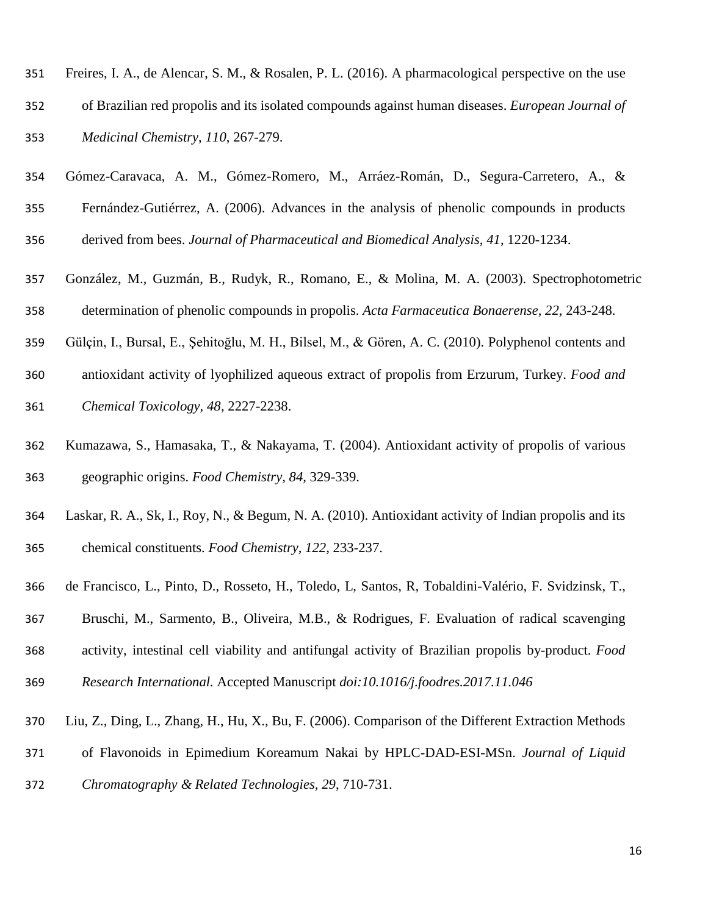Freires, I. A., de Alencar, S. M., & Rosalen, P. L. (2016). A pharmacological perspective on the use of Brazilian red propolis and its isolated compounds against human diseases. *European Journal of Medicinal Chemistry*, *110*, 267-279.

Gómez-Caravaca, A. M., Gómez-Romero, M., Arráez-Román, D., Segura-Carretero, A., & Fernández-Gutiérrez, A. (2006). Advances in the analysis of phenolic compounds in products derived from bees. *Journal of Pharmaceutical and Biomedical Analysis*, *41*, 1220-1234.

González, M., Guzmán, B., Rudyk, R., Romano, E., & Molina, M. A. (2003). Spectrophotometric determination of phenolic compounds in propolis. *Acta Farmaceutica Bonaerense*, *22*, 243-248.

Gülçin, I., Bursal, E., Şehitoğlu, M. H., Bilsel, M., & Gören, A. C. (2010). Polyphenol contents and antioxidant activity of lyophilized aqueous extract of propolis from Erzurum, Turkey. *Food and Chemical Toxicology, 48,* 2227-2238.

Kumazawa, S., Hamasaka, T., & Nakayama, T. (2004). Antioxidant activity of propolis of various geographic origins. *Food Chemistry, 84,* 329-339.

Laskar, R. A., Sk, I., Roy, N., & Begum, N. A. (2010). Antioxidant activity of Indian propolis and its chemical constituents. *Food Chemistry, 122,* 233-237.

de Francisco, L., Pinto, D., Rosseto, H., Toledo, L, Santos, R, Tobaldini-Valério, F. Svidzinsk, T., Bruschi, M., Sarmento, B., Oliveira, M.B., & Rodrigues, F. Evaluation of radical scavenging activity, intestinal cell viability and antifungal activity of Brazilian propolis by-product. *Food Research International.* Accepted Manuscript *doi:10.1016/j.foodres.2017.11.046*

Liu, Z., Ding, L., Zhang, H., Hu, X., Bu, F. (2006). Comparison of the Different Extraction Methods of Flavonoids in Epimedium Koreamum Nakai by HPLC-DAD-ESI-MSn. *Journal of Liquid Chromatography & Related Technologies, 29*, 710-731.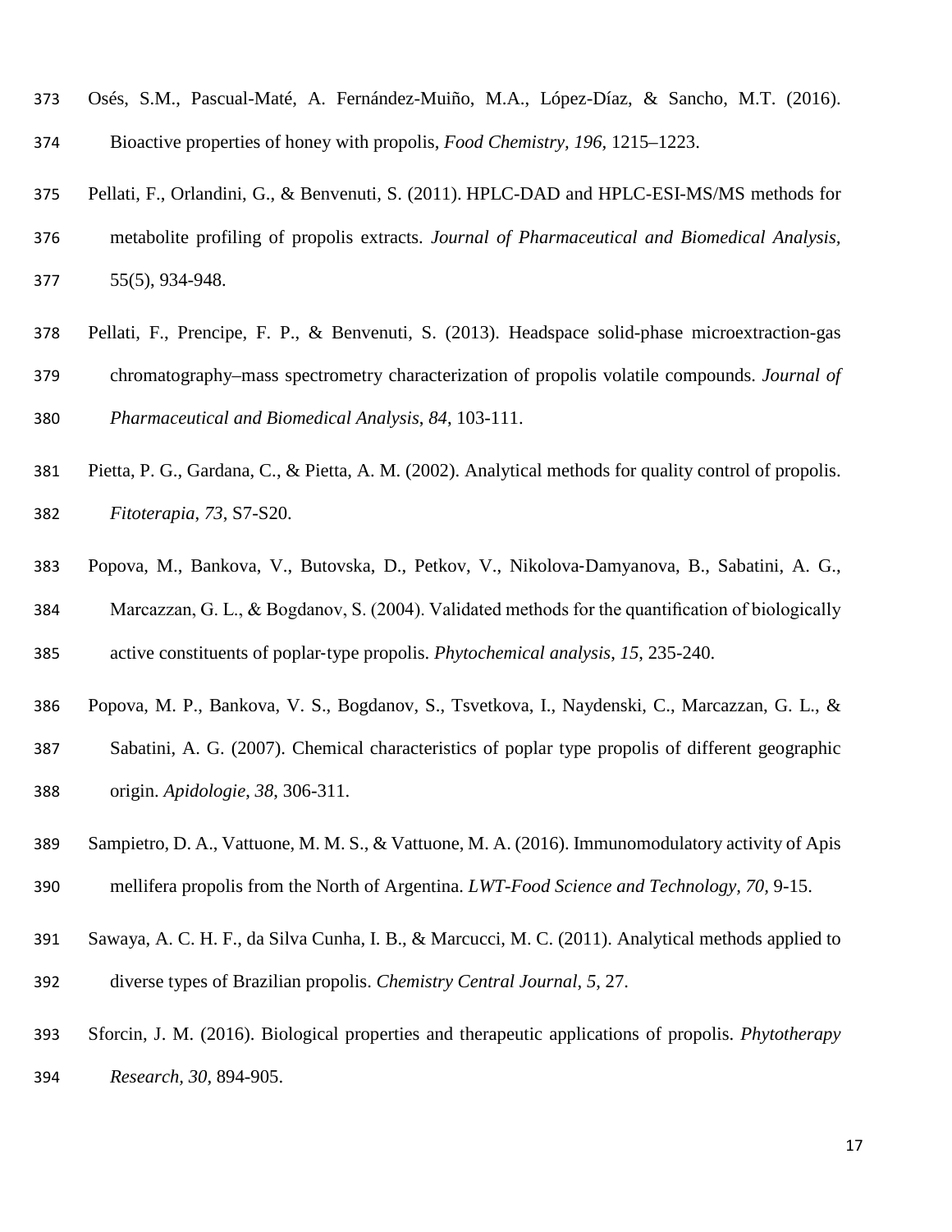Osés, S.M., Pascual-Maté, A. Fernández-Muiño, M.A., López-Díaz, & Sancho, M.T. (2016). Bioactive properties of honey with propolis, *Food Chemistry*, *196*, 1215–1223.

Pellati, F., Orlandini, G., & Benvenuti, S. (2011). HPLC-DAD and HPLC-ESI-MS/MS methods for metabolite profiling of propolis extracts. *Journal of Pharmaceutical and Biomedical Analysis*, 55(5), 934-948.

Pellati, F., Prencipe, F. P., & Benvenuti, S. (2013). Headspace solid-phase microextraction-gas chromatography–mass spectrometry characterization of propolis volatile compounds. *Journal of Pharmaceutical and Biomedical Analysis*, *84*, 103-111.

Pietta, P. G., Gardana, C., & Pietta, A. M. (2002). Analytical methods for quality control of propolis. *Fitoterapia*, *73*, S7-S20.

Popova, M., Bankova, V., Butovska, D., Petkov, V., Nikolova‐Damyanova, B., Sabatini, A. G., Marcazzan, G. L., & Bogdanov, S. (2004). Validated methods for the quantification of biologically active constituents of poplar‐type propolis. *Phytochemical analysis*, *15*, 235-240.

Popova, M. P., Bankova, V. S., Bogdanov, S., Tsvetkova, I., Naydenski, C., Marcazzan, G. L., & Sabatini, A. G. (2007). Chemical characteristics of poplar type propolis of different geographic origin. *Apidologie*, *38*, 306-311.

Sampietro, D. A., Vattuone, M. M. S., & Vattuone, M. A. (2016). Immunomodulatory activity of Apis mellifera propolis from the North of Argentina. *LWT-Food Science and Technology*, *70*, 9-15.

Sawaya, A. C. H. F., da Silva Cunha, I. B., & Marcucci, M. C. (2011). Analytical methods applied to diverse types of Brazilian propolis. *Chemistry Central Journal*, *5*, 27.

Sforcin, J. M. (2016). Biological properties and therapeutic applications of propolis. *Phytotherapy Research*, *30*, 894-905.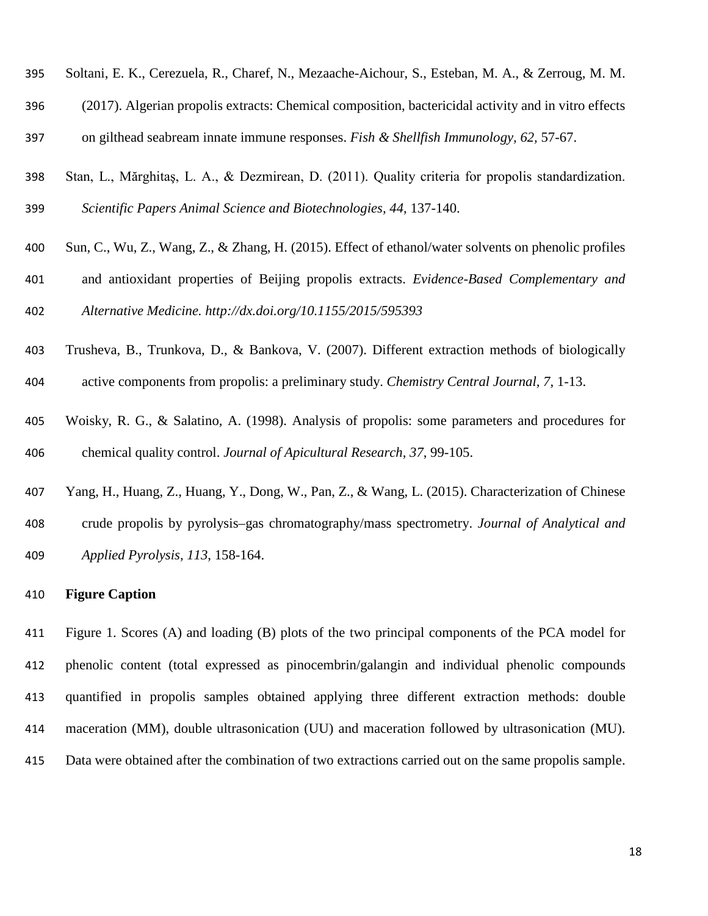Soltani, E. K., Cerezuela, R., Charef, N., Mezaache-Aichour, S., Esteban, M. A., & Zerroug, M. M. (2017). Algerian propolis extracts: Chemical composition, bactericidal activity and in vitro effects on gilthead seabream innate immune responses. *Fish & Shellfish Immunology, 62,* 57-67.

Stan, L., Mărghitaş, L. A., & Dezmirean, D. (2011). Quality criteria for propolis standardization. *Scientific Papers Animal Science and Biotechnologies, 44*, 137-140.

Sun, C., Wu, Z., Wang, Z., & Zhang, H. (2015). Effect of ethanol/water solvents on phenolic profiles and antioxidant properties of Beijing propolis extracts. *Evidence-Based Complementary and Alternative Medicine. http://dx.doi.org/10.1155/2015/595393*

Trusheva, B., Trunkova, D., & Bankova, V. (2007). Different extraction methods of biologically active components from propolis: a preliminary study. *Chemistry Central Journal, 7*, 1-13.

Woisky, R. G., & Salatino, A. (1998). Analysis of propolis: some parameters and procedures for chemical quality control. *Journal of Apicultural Research, 37*, 99-105.

Yang, H., Huang, Z., Huang, Y., Dong, W., Pan, Z., & Wang, L. (2015). Characterization of Chinese crude propolis by pyrolysis–gas chromatography/mass spectrometry. *Journal of Analytical and Applied Pyrolysis, 113*, 158-164.

**Figure Caption**

Figure 1. Scores (A) and loading (B) plots of the two principal components of the PCA model for phenolic content (total expressed as pinocembrin/galangin and individual phenolic compounds quantified in propolis samples obtained applying three different extraction methods: double maceration (MM), double ultrasonication (UU) and maceration followed by ultrasonication (MU). Data were obtained after the combination of two extractions carried out on the same propolis sample.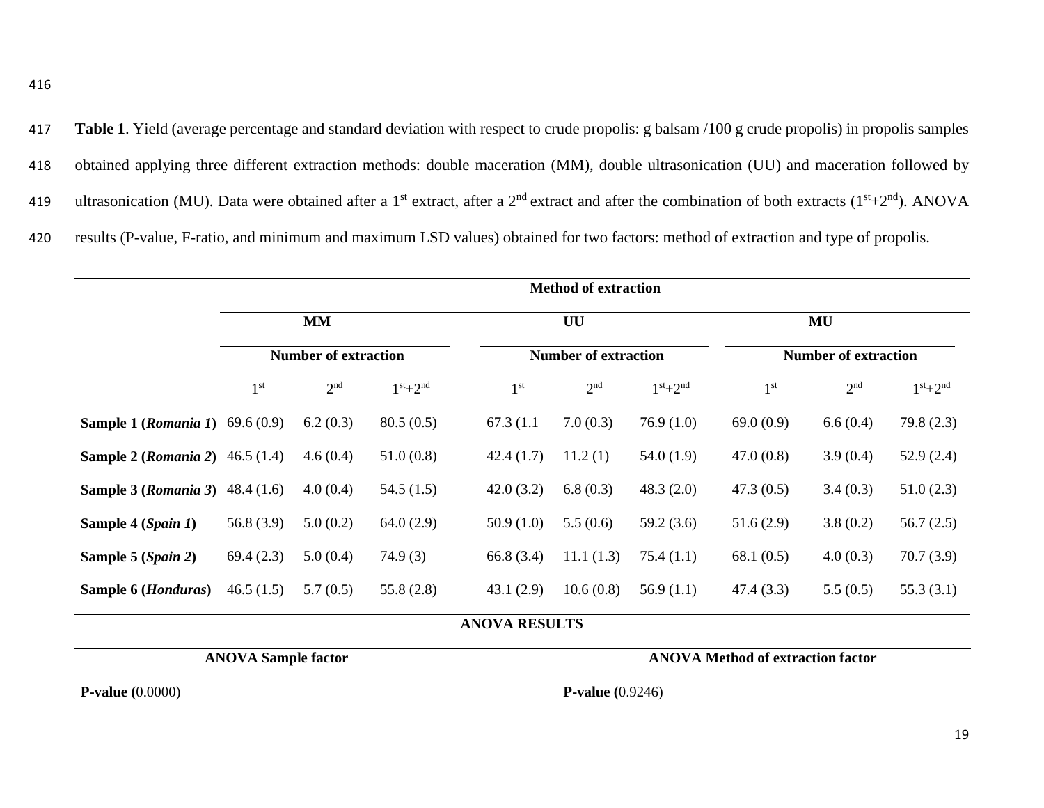**Table 1**. Yield (average percentage and standard deviation with respect to crude propolis: g balsam /100 g crude propolis) in propolis samples obtained applying three different extraction methods: double maceration (MM), double ultrasonication (UU) and maceration followed by ultrasonication (MU). Data were obtained after a 1st extract, after a 2nd extract and after the combination of both extracts (1st+2nd). ANOVA results (P-value, F-ratio, and minimum and maximum LSD values) obtained for two factors: method of extraction and type of propolis.

| | **Method of extraction** | | | | | | | | |
|---|---|---|---|---|---|---|---|---|---|
| | **MM** | | | **UU** | | | **MU** | | |
| | **Number of extraction** | | | **Number of extraction** | | | **Number of extraction** | | |
| | 1st | 2nd | 1st+2nd | 1st | 2nd | 1st+2nd | 1st | 2nd | 1st+2nd |
| **Sample 1 (*Romania 1*)** | 69.6 (0.9) | 6.2 (0.3) | 80.5 (0.5) | 67.3 (1.1 | 7.0 (0.3) | 76.9 (1.0) | 69.0 (0.9) | 6.6 (0.4) | 79.8 (2.3) |
| **Sample 2 (*Romania 2*)** | 46.5 (1.4) | 4.6 (0.4) | 51.0 (0.8) | 42.4 (1.7) | 11.2 (1) | 54.0 (1.9) | 47.0 (0.8) | 3.9 (0.4) | 52.9 (2.4) |
| **Sample 3 (*Romania 3*)** | 48.4 (1.6) | 4.0 (0.4) | 54.5 (1.5) | 42.0 (3.2) | 6.8 (0.3) | 48.3 (2.0) | 47.3 (0.5) | 3.4 (0.3) | 51.0 (2.3) |
| **Sample 4 (*Spain 1*)** | 56.8 (3.9) | 5.0 (0.2) | 64.0 (2.9) | 50.9 (1.0) | 5.5 (0.6) | 59.2 (3.6) | 51.6 (2.9) | 3.8 (0.2) | 56.7 (2.5) |
| **Sample 5 (*Spain 2*)** | 69.4 (2.3) | 5.0 (0.4) | 74.9 (3) | 66.8 (3.4) | 11.1 (1.3) | 75.4 (1.1) | 68.1 (0.5) | 4.0 (0.3) | 70.7 (3.9) |
| **Sample 6 (*Honduras*)** | 46.5 (1.5) | 5.7 (0.5) | 55.8 (2.8) | 43.1 (2.9) | 10.6 (0.8) | 56.9 (1.1) | 47.4 (3.3) | 5.5 (0.5) | 55.3 (3.1) |

**ANOVA RESULTS**

| **ANOVA Sample factor** | **ANOVA Method of extraction factor** |
|---|---|
| **P-value (**0.0000) | **P-value (**0.9246) |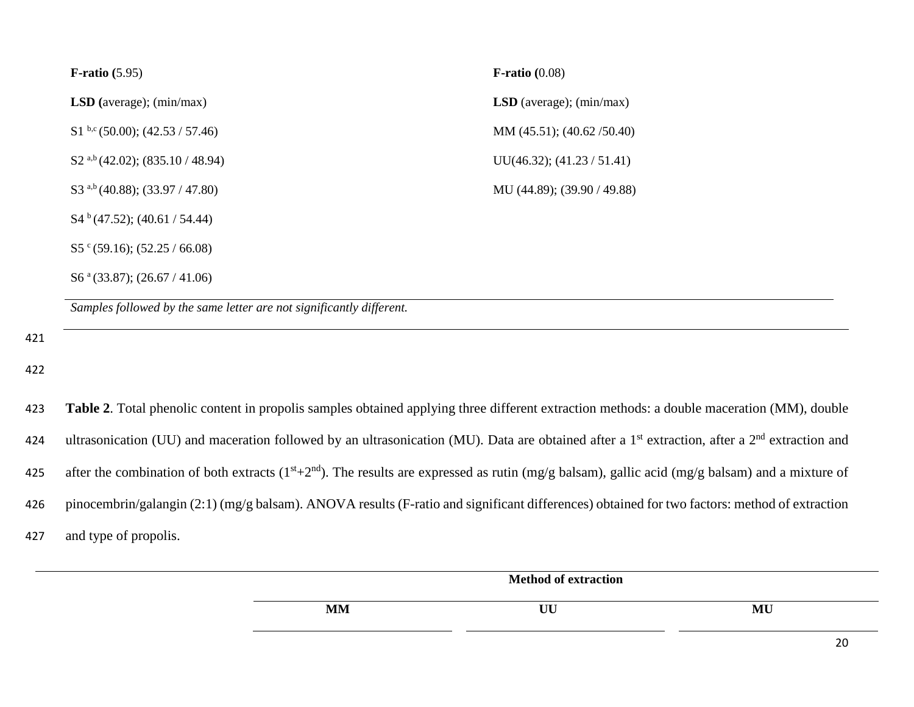| **F-ratio (**5.95) | **F-ratio (**0.08) |
|---|---|
| **LSD (**average); (min/max) | **LSD** (average); (min/max) |
| S1 [b,c] (50.00); (42.53 / 57.46) | MM (45.51); (40.62 /50.40) |
| S2 [a,b] (42.02); (835.10 / 48.94) | UU(46.32); (41.23 / 51.41) |
| S3 [a,b] (40.88); (33.97 / 47.80) | MU (44.89); (39.90 / 49.88) |
| S4 [b] (47.52); (40.61 / 54.44) | |
| S5 [c] (59.16); (52.25 / 66.08) | |
| S6 [a] (33.87); (26.67 / 41.06) | |

*Samples followed by the same letter are not significantly different.*

**Table 2**. Total phenolic content in propolis samples obtained applying three different extraction methods: a double maceration (MM), double ultrasonication (UU) and maceration followed by an ultrasonication (MU). Data are obtained after a 1[st] extraction, after a 2[nd] extraction and after the combination of both extracts (1[st]+2[nd]). The results are expressed as rutin (mg/g balsam), gallic acid (mg/g balsam) and a mixture of pinocembrin/galangin (2:1) (mg/g balsam). ANOVA results (F-ratio and significant differences) obtained for two factors: method of extraction and type of propolis.

| | **Method of extraction** | | |
|---|---|---|---|
| | **MM** | **UU** | **MU** |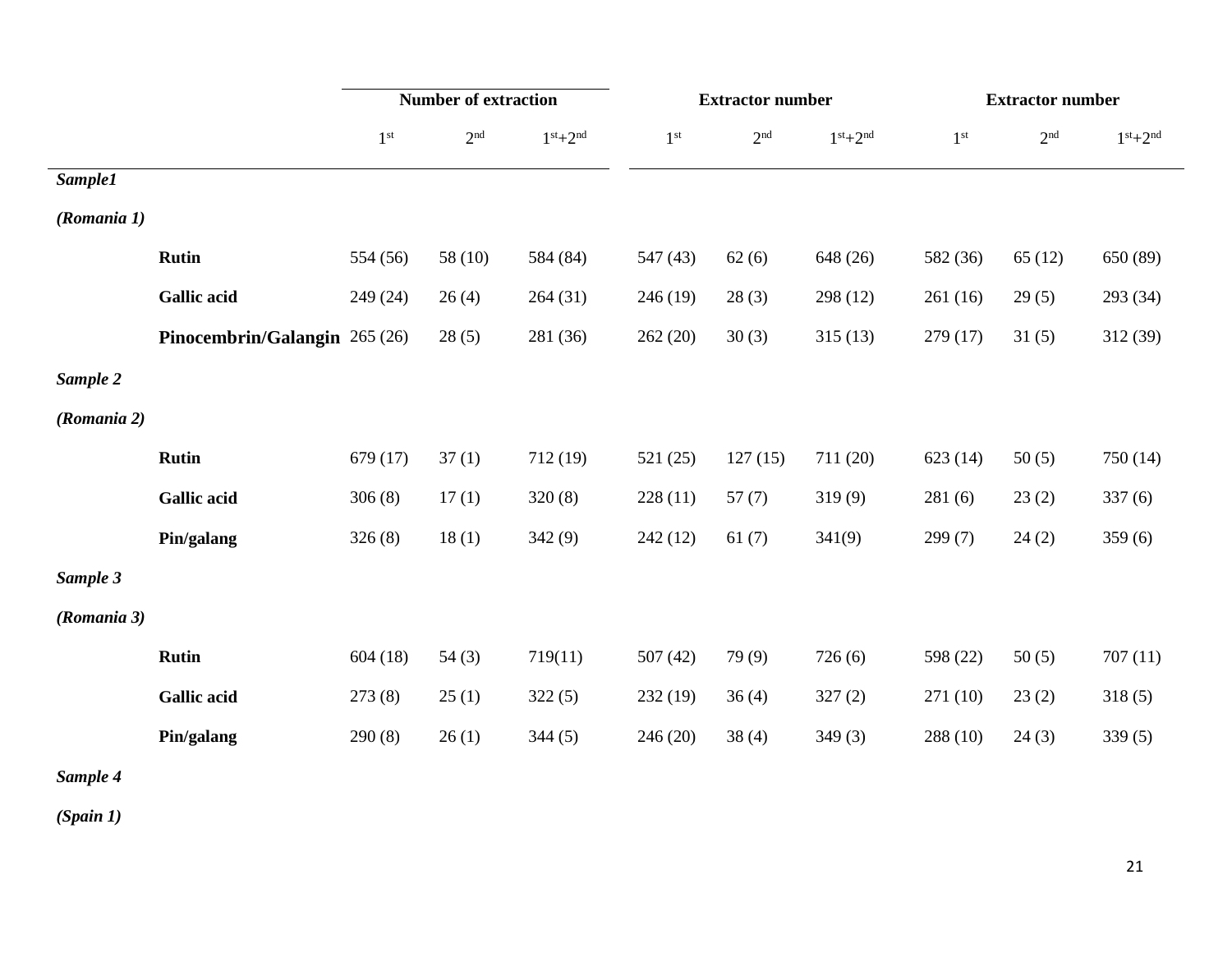| | | Number of extraction | | | Extractor number | | | Extractor number | | |
|---|---|---|---|---|---|---|---|---|---|---|
| | | 1st | 2nd | 1st+2nd | 1st | 2nd | 1st+2nd | 1st | 2nd | 1st+2nd |
| ***Sample1*** | | | | | | | | | | |
| ***(Romania 1)*** | | | | | | | | | | |
| | **Rutin** | 554 (56) | 58 (10) | 584 (84) | 547 (43) | 62 (6) | 648 (26) | 582 (36) | 65 (12) | 650 (89) |
| | **Gallic acid** | 249 (24) | 26 (4) | 264 (31) | 246 (19) | 28 (3) | 298 (12) | 261 (16) | 29 (5) | 293 (34) |
| | **Pinocembrin/Galangin** | 265 (26) | 28 (5) | 281 (36) | 262 (20) | 30 (3) | 315 (13) | 279 (17) | 31 (5) | 312 (39) |
| ***Sample 2*** | | | | | | | | | | |
| ***(Romania 2)*** | | | | | | | | | | |
| | **Rutin** | 679 (17) | 37 (1) | 712 (19) | 521 (25) | 127 (15) | 711 (20) | 623 (14) | 50 (5) | 750 (14) |
| | **Gallic acid** | 306 (8) | 17 (1) | 320 (8) | 228 (11) | 57 (7) | 319 (9) | 281 (6) | 23 (2) | 337 (6) |
| | **Pin/galang** | 326 (8) | 18 (1) | 342 (9) | 242 (12) | 61 (7) | 341(9) | 299 (7) | 24 (2) | 359 (6) |
| ***Sample 3*** | | | | | | | | | | |
| ***(Romania 3)*** | | | | | | | | | | |
| | **Rutin** | 604 (18) | 54 (3) | 719(11) | 507 (42) | 79 (9) | 726 (6) | 598 (22) | 50 (5) | 707 (11) |
| | **Gallic acid** | 273 (8) | 25 (1) | 322 (5) | 232 (19) | 36 (4) | 327 (2) | 271 (10) | 23 (2) | 318 (5) |
| | **Pin/galang** | 290 (8) | 26 (1) | 344 (5) | 246 (20) | 38 (4) | 349 (3) | 288 (10) | 24 (3) | 339 (5) |
| ***Sample 4*** | | | | | | | | | | |
| ***(Spain 1)*** | | | | | | | | | | |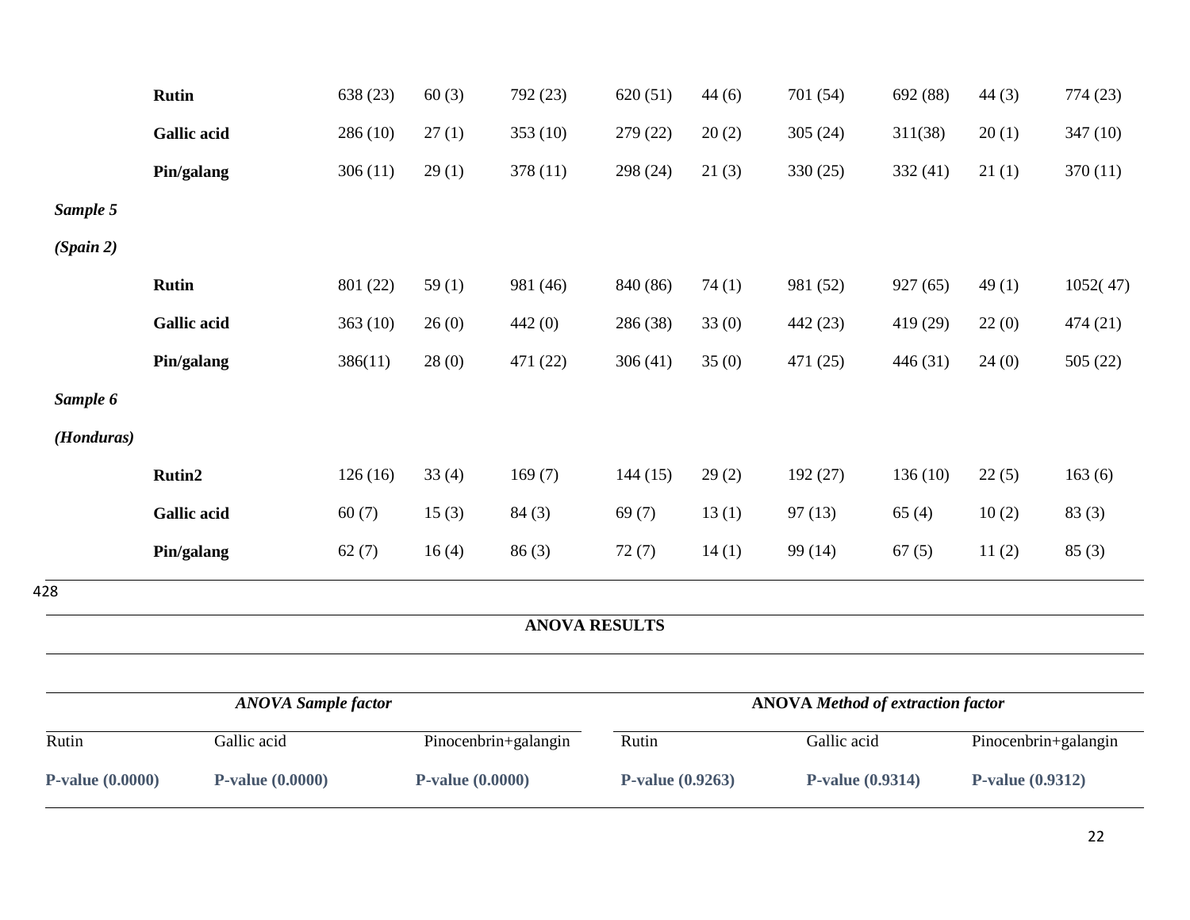| | | | | | | | | | | |
|---|---|---|---|---|---|---|---|---|---|---|
| | **Rutin** | 638 (23) | 60 (3) | 792 (23) | 620 (51) | 44 (6) | 701 (54) | 692 (88) | 44 (3) | 774 (23) |
| | **Gallic acid** | 286 (10) | 27 (1) | 353 (10) | 279 (22) | 20 (2) | 305 (24) | 311(38) | 20 (1) | 347 (10) |
| | **Pin/galang** | 306 (11) | 29 (1) | 378 (11) | 298 (24) | 21 (3) | 330 (25) | 332 (41) | 21 (1) | 370 (11) |
| *Sample 5* | | | | | | | | | | |
| *(Spain 2)* | | | | | | | | | | |
| | **Rutin** | 801 (22) | 59 (1) | 981 (46) | 840 (86) | 74 (1) | 981 (52) | 927 (65) | 49 (1) | 1052( 47) |
| | **Gallic acid** | 363 (10) | 26 (0) | 442 (0) | 286 (38) | 33 (0) | 442 (23) | 419 (29) | 22 (0) | 474 (21) |
| | **Pin/galang** | 386(11) | 28 (0) | 471 (22) | 306 (41) | 35 (0) | 471 (25) | 446 (31) | 24 (0) | 505 (22) |
| *Sample 6* | | | | | | | | | | |
| *(Honduras)* | | | | | | | | | | |
| | **Rutin2** | 126 (16) | 33 (4) | 169 (7) | 144 (15) | 29 (2) | 192 (27) | 136 (10) | 22 (5) | 163 (6) |
| | **Gallic acid** | 60 (7) | 15 (3) | 84 (3) | 69 (7) | 13 (1) | 97 (13) | 65 (4) | 10 (2) | 83 (3) |
| | **Pin/galang** | 62 (7) | 16 (4) | 86 (3) | 72 (7) | 14 (1) | 99 (14) | 67 (5) | 11 (2) | 85 (3) |

428

**ANOVA RESULTS**

| ***ANOVA Sample factor*** | | | **ANOVA *Method of extraction factor*** | | |
|---|---|---|---|---|---|
| Rutin | Gallic acid | Pinocenbrin+galangin | Rutin | Gallic acid | Pinocenbrin+galangin |
| **P-value (0.0000)** | **P-value (0.0000)** | **P-value (0.0000)** | **P-value (0.9263)** | **P-value (0.9314)** | **P-value (0.9312)** |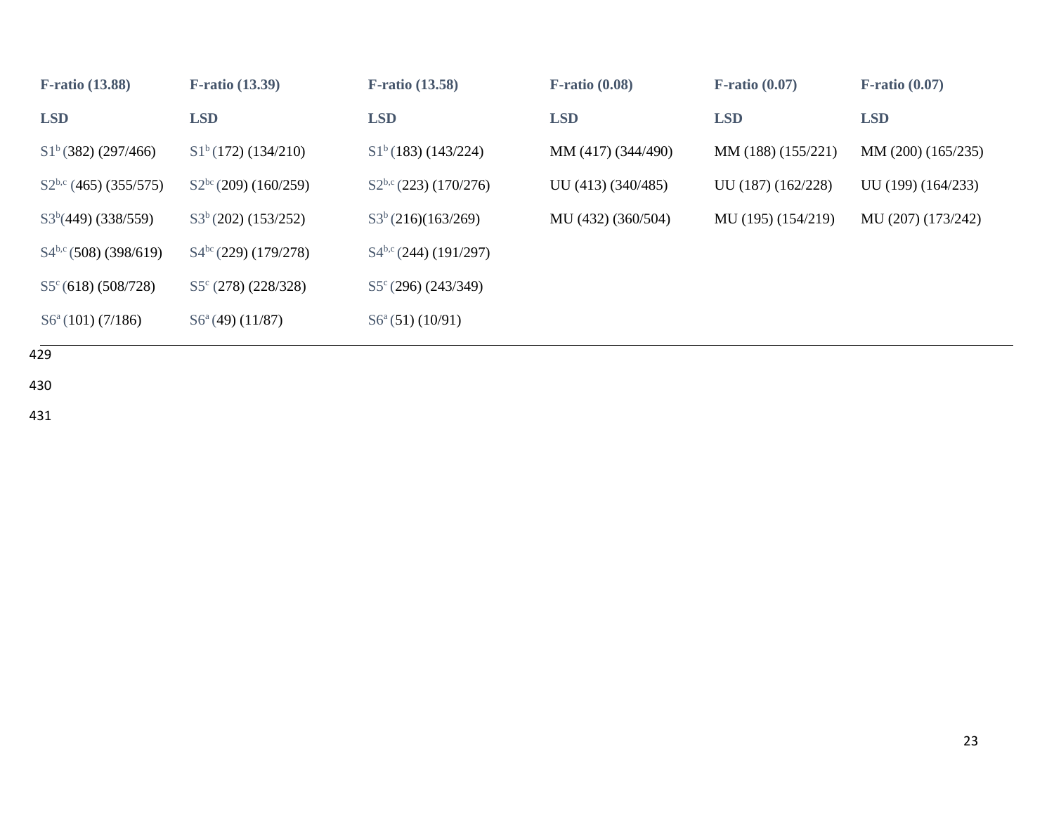| F-ratio (13.88) | F-ratio (13.39) | F-ratio (13.58) | F-ratio (0.08) | F-ratio (0.07) | F-ratio (0.07) |
|---|---|---|---|---|---|
| **LSD** | **LSD** | **LSD** | **LSD** | **LSD** | **LSD** |
| S1[b] (382) (297/466) | S1[b] (172) (134/210) | S1[b] (183) (143/224) | MM (417) (344/490) | MM (188) (155/221) | MM (200) (165/235) |
| S2[b,c] (465) (355/575) | S2[bc] (209) (160/259) | S2[b,c] (223) (170/276) | UU (413) (340/485) | UU (187) (162/228) | UU (199) (164/233) |
| S3[b](449) (338/559) | S3[b] (202) (153/252) | S3[b] (216)(163/269) | MU (432) (360/504) | MU (195) (154/219) | MU (207) (173/242) |
| S4[b,c] (508) (398/619) | S4[bc] (229) (179/278) | S4[b,c] (244) (191/297) | | | |
| S5[c] (618) (508/728) | S5[c] (278) (228/328) | S5[c] (296) (243/349) | | | |
| S6[a] (101) (7/186) | S6[a] (49) (11/87) | S6[a] (51) (10/91) | | | |

429

430

431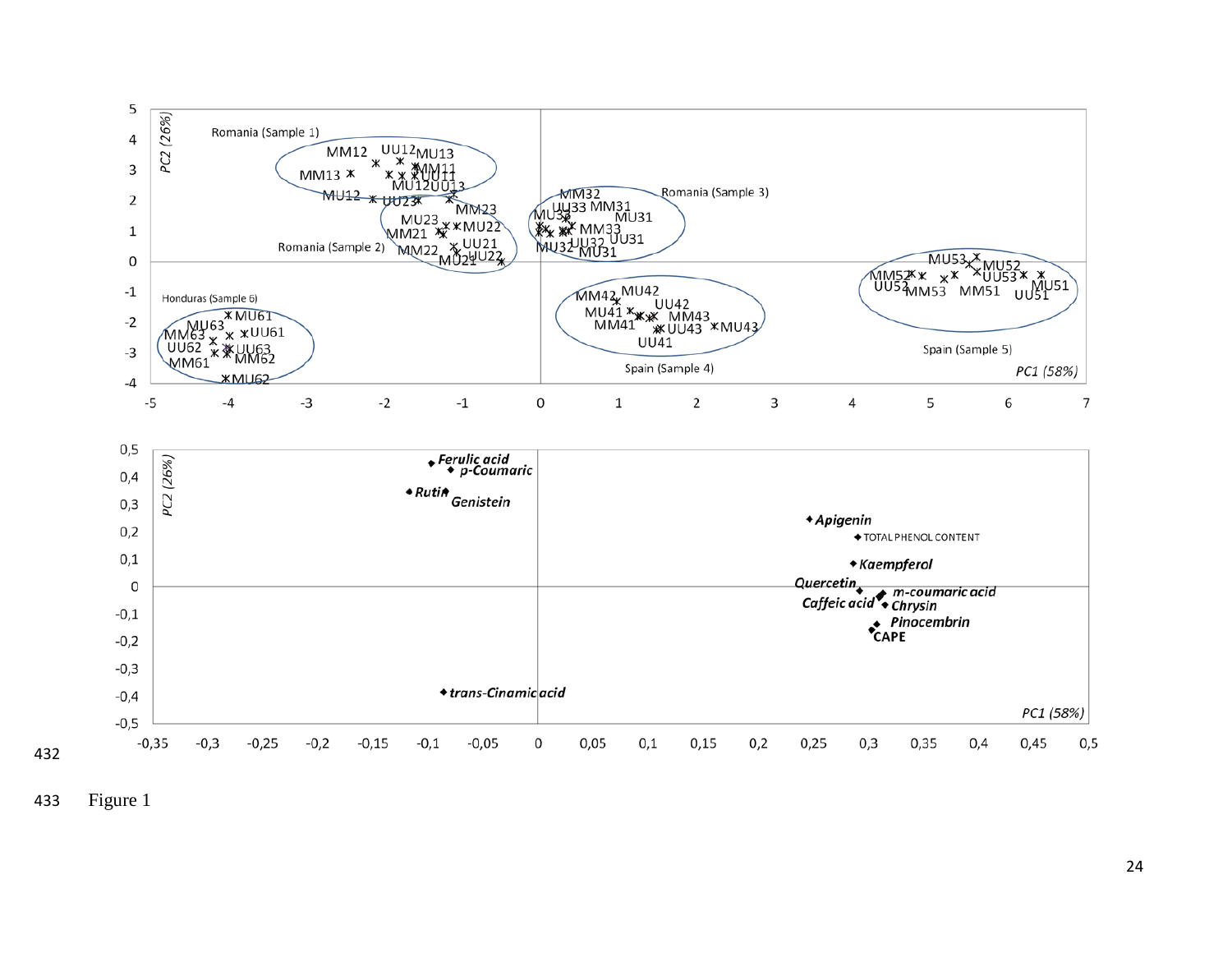PC2 (26%)

Romania (Sample 1)

MM12 UU12 MU13

MM13 MM11

UU11

MU12 UU13

MU12 UU23

MM23

MU23 MU22

MM21

UU21

Romania (Sample 2) MM22 UU22

MU21

MM32

UU33 MM31

MU33 MU31

MM33

UU32 UU31

MU32 MU31

Romania (Sample 3)

MU53

MM52 MU52

UU52 UU53

MM53 MM51 MU51

UU51

Spain (Sample 5)

Honduras (Sample 6)

MU61

MU63

MM63 UU61

UU62 UU63

MM61 MM62

MU62

MM42 MU42

UU42

MU41

MM41 MM43

UU43 MU43

UU41

Spain (Sample 4)

PC1 (58%)

5 4 3 2 1 0 -1 -2 -3 -4

-5 -4 -3 -2 -1 0 1 2 3 4 5 6 7

PC2 (26%)

Ferulic acid

p-Coumaric

Rutin

Genistein

Apigenin

TOTAL PHENOL CONTENT

Kaempferol

Quercetin

m-coumaric acid

Caffeic acid

Chrysin

Pinocembrin

CAPE

trans-Cinamic acid

PC1 (58%)

0,5 0,4 0,3 0,2 0,1 0 -0,1 -0,2 -0,3 -0,4 -0,5

-0,35 -0,3 -0,25 -0,2 -0,15 -0,1 -0,05 0 0,05 0,1 0,15 0,2 0,25 0,3 0,35 0,4 0,45 0,5

432

433 Figure 1